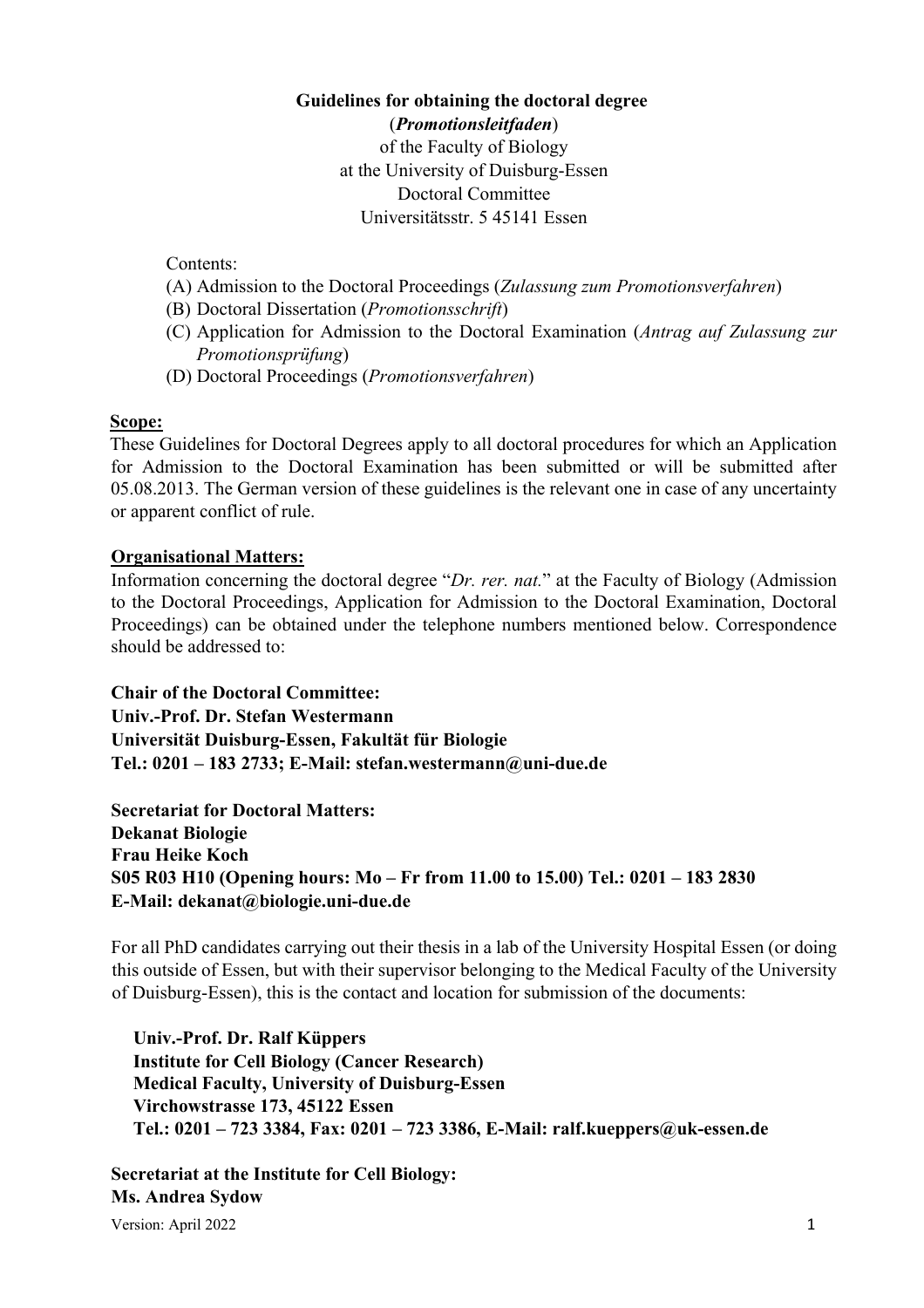**Guidelines for obtaining the doctoral degree**
**(*Promotionsleitfaden*)**
of the Faculty of Biology
at the University of Duisburg-Essen
Doctoral Committee
Universitätsstr. 5 45141 Essen

Contents:

(A) Admission to the Doctoral Proceedings (*Zulassung zum Promotionsverfahren*)
(B) Doctoral Dissertation (*Promotionsschrift*)
(C) Application for Admission to the Doctoral Examination (*Antrag auf Zulassung zur Promotionsprüfung*)
(D) Doctoral Proceedings (*Promotionsverfahren*)

**Scope:**

These Guidelines for Doctoral Degrees apply to all doctoral procedures for which an Application for Admission to the Doctoral Examination has been submitted or will be submitted after 05.08.2013. The German version of these guidelines is the relevant one in case of any uncertainty or apparent conflict of rule.

**Organisational Matters:**

Information concerning the doctoral degree "*Dr. rer. nat.*" at the Faculty of Biology (Admission to the Doctoral Proceedings, Application for Admission to the Doctoral Examination, Doctoral Proceedings) can be obtained under the telephone numbers mentioned below. Correspondence should be addressed to:

**Chair of the Doctoral Committee:**
**Univ.-Prof. Dr. Stefan Westermann**
**Universität Duisburg-Essen, Fakultät für Biologie**
**Tel.: 0201 – 183 2733; E-Mail: stefan.westermann@uni-due.de**

**Secretariat for Doctoral Matters:**
**Dekanat Biologie**
**Frau Heike Koch**
**S05 R03 H10 (Opening hours: Mo – Fr from 11.00 to 15.00) Tel.: 0201 – 183 2830**
**E-Mail: dekanat@biologie.uni-due.de**

For all PhD candidates carrying out their thesis in a lab of the University Hospital Essen (or doing this outside of Essen, but with their supervisor belonging to the Medical Faculty of the University of Duisburg-Essen), this is the contact and location for submission of the documents:

**Univ.-Prof. Dr. Ralf Küppers**
**Institute for Cell Biology (Cancer Research)**
**Medical Faculty, University of Duisburg-Essen**
**Virchowstrasse 173, 45122 Essen**
**Tel.: 0201 – 723 3384, Fax: 0201 – 723 3386, E-Mail: ralf.kueppers@uk-essen.de**

**Secretariat at the Institute for Cell Biology:**
**Ms. Andrea Sydow**

Version: April 2022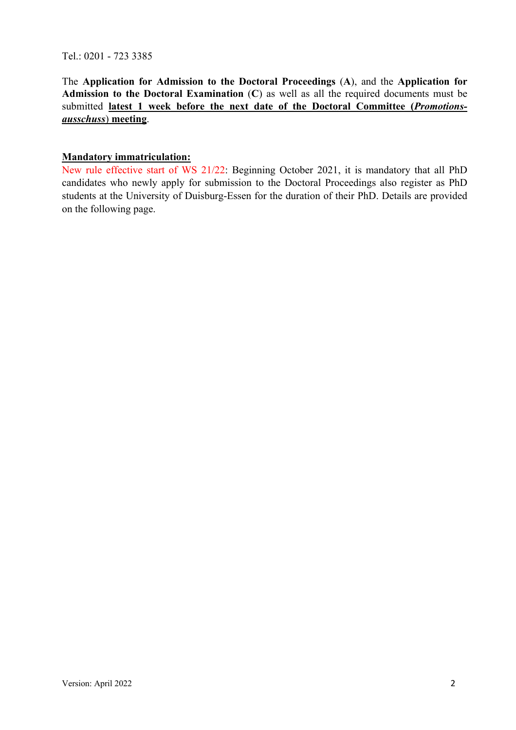Tel.: 0201 - 723 3385

The **Application for Admission to the Doctoral Proceedings** (**A**), and the **Application for Admission to the Doctoral Examination** (**C**) as well as all the required documents must be submitted **latest 1 week before the next date of the Doctoral Committee (*Promotions-ausschuss*) meeting**.

**Mandatory immatriculation:**

New rule effective start of WS 21/22: Beginning October 2021, it is mandatory that all PhD candidates who newly apply for submission to the Doctoral Proceedings also register as PhD students at the University of Duisburg-Essen for the duration of their PhD. Details are provided on the following page.

Version: April 2022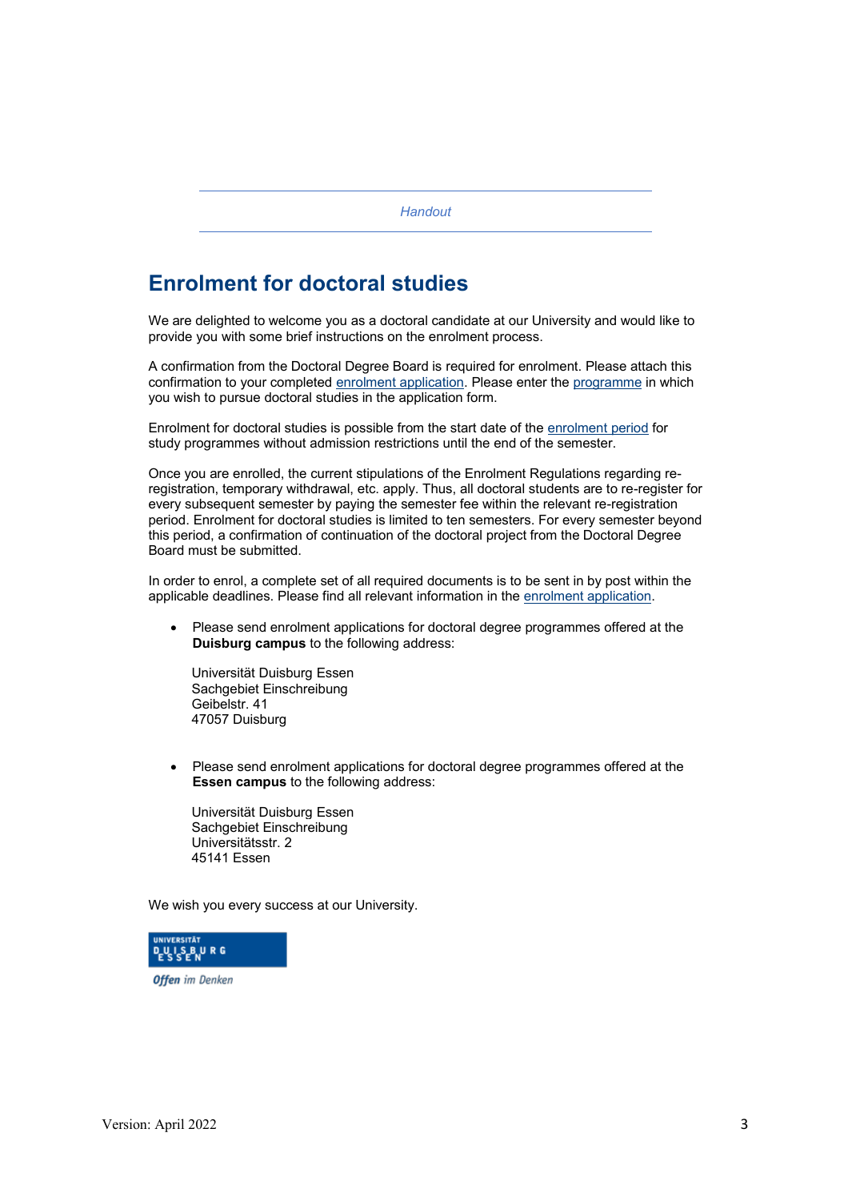*Handout*

# Enrolment for doctoral studies

We are delighted to welcome you as a doctoral candidate at our University and would like to provide you with some brief instructions on the enrolment process.

A confirmation from the Doctoral Degree Board is required for enrolment. Please attach this confirmation to your completed enrolment application. Please enter the programme in which you wish to pursue doctoral studies in the application form.

Enrolment for doctoral studies is possible from the start date of the enrolment period for study programmes without admission restrictions until the end of the semester.

Once you are enrolled, the current stipulations of the Enrolment Regulations regarding re-registration, temporary withdrawal, etc. apply. Thus, all doctoral students are to re-register for every subsequent semester by paying the semester fee within the relevant re-registration period. Enrolment for doctoral studies is limited to ten semesters. For every semester beyond this period, a confirmation of continuation of the doctoral project from the Doctoral Degree Board must be submitted.

In order to enrol, a complete set of all required documents is to be sent in by post within the applicable deadlines. Please find all relevant information in the enrolment application.

- Please send enrolment applications for doctoral degree programmes offered at the **Duisburg campus** to the following address:

  Universität Duisburg Essen  
  Sachgebiet Einschreibung  
  Geibelstr. 41  
  47057 Duisburg

- Please send enrolment applications for doctoral degree programmes offered at the **Essen campus** to the following address:

  Universität Duisburg Essen  
  Sachgebiet Einschreibung  
  Universitätsstr. 2  
  45141 Essen

We wish you every success at our University.

UNIVERSITÄT DUISBURG ESSEN

*Offen im Denken*

Version: April 2022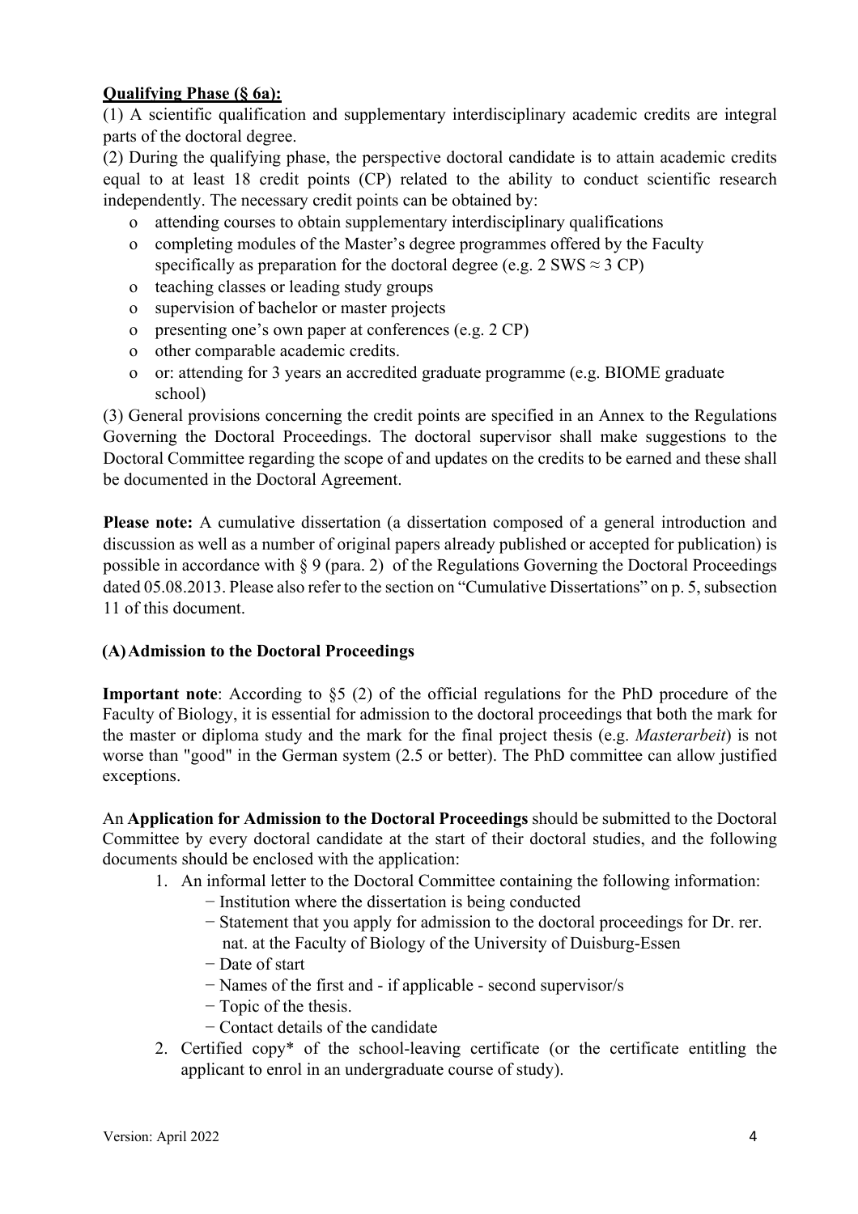**<u>Qualifying Phase (§ 6a):</u>**

(1) A scientific qualification and supplementary interdisciplinary academic credits are integral parts of the doctoral degree.

(2) During the qualifying phase, the perspective doctoral candidate is to attain academic credits equal to at least 18 credit points (CP) related to the ability to conduct scientific research independently. The necessary credit points can be obtained by:

- attending courses to obtain supplementary interdisciplinary qualifications
- completing modules of the Master's degree programmes offered by the Faculty specifically as preparation for the doctoral degree (e.g. 2 SWS ≈ 3 CP)
- teaching classes or leading study groups
- supervision of bachelor or master projects
- presenting one's own paper at conferences (e.g. 2 CP)
- other comparable academic credits.
- or: attending for 3 years an accredited graduate programme (e.g. BIOME graduate school)

(3) General provisions concerning the credit points are specified in an Annex to the Regulations Governing the Doctoral Proceedings. The doctoral supervisor shall make suggestions to the Doctoral Committee regarding the scope of and updates on the credits to be earned and these shall be documented in the Doctoral Agreement.

**Please note:** A cumulative dissertation (a dissertation composed of a general introduction and discussion as well as a number of original papers already published or accepted for publication) is possible in accordance with § 9 (para. 2) of the Regulations Governing the Doctoral Proceedings dated 05.08.2013. Please also refer to the section on "Cumulative Dissertations" on p. 5, subsection 11 of this document.

### (A) Admission to the Doctoral Proceedings

**Important note**: According to §5 (2) of the official regulations for the PhD procedure of the Faculty of Biology, it is essential for admission to the doctoral proceedings that both the mark for the master or diploma study and the mark for the final project thesis (e.g. *Masterarbeit*) is not worse than "good" in the German system (2.5 or better). The PhD committee can allow justified exceptions.

An **Application for Admission to the Doctoral Proceedings** should be submitted to the Doctoral Committee by every doctoral candidate at the start of their doctoral studies, and the following documents should be enclosed with the application:

1. An informal letter to the Doctoral Committee containing the following information:
   - Institution where the dissertation is being conducted
   - Statement that you apply for admission to the doctoral proceedings for Dr. rer. nat. at the Faculty of Biology of the University of Duisburg-Essen
   - Date of start
   - Names of the first and - if applicable - second supervisor/s
   - Topic of the thesis.
   - Contact details of the candidate
2. Certified copy* of the school-leaving certificate (or the certificate entitling the applicant to enrol in an undergraduate course of study).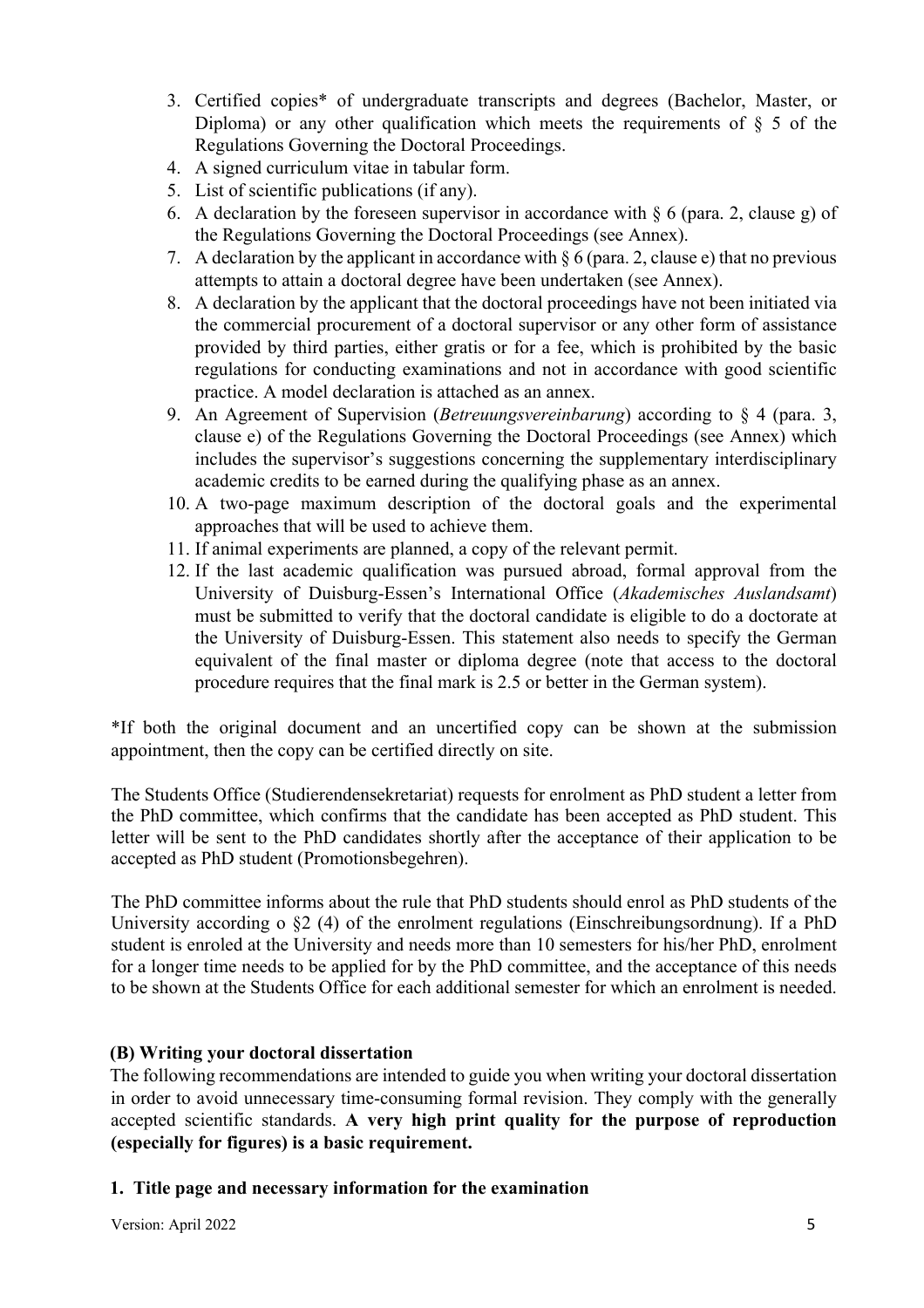3. Certified copies* of undergraduate transcripts and degrees (Bachelor, Master, or Diploma) or any other qualification which meets the requirements of § 5 of the Regulations Governing the Doctoral Proceedings.
4. A signed curriculum vitae in tabular form.
5. List of scientific publications (if any).
6. A declaration by the foreseen supervisor in accordance with § 6 (para. 2, clause g) of the Regulations Governing the Doctoral Proceedings (see Annex).
7. A declaration by the applicant in accordance with § 6 (para. 2, clause e) that no previous attempts to attain a doctoral degree have been undertaken (see Annex).
8. A declaration by the applicant that the doctoral proceedings have not been initiated via the commercial procurement of a doctoral supervisor or any other form of assistance provided by third parties, either gratis or for a fee, which is prohibited by the basic regulations for conducting examinations and not in accordance with good scientific practice. A model declaration is attached as an annex.
9. An Agreement of Supervision (*Betreuungsvereinbarung*) according to § 4 (para. 3, clause e) of the Regulations Governing the Doctoral Proceedings (see Annex) which includes the supervisor's suggestions concerning the supplementary interdisciplinary academic credits to be earned during the qualifying phase as an annex.
10. A two-page maximum description of the doctoral goals and the experimental approaches that will be used to achieve them.
11. If animal experiments are planned, a copy of the relevant permit.
12. If the last academic qualification was pursued abroad, formal approval from the University of Duisburg-Essen's International Office (*Akademisches Auslandsamt*) must be submitted to verify that the doctoral candidate is eligible to do a doctorate at the University of Duisburg-Essen. This statement also needs to specify the German equivalent of the final master or diploma degree (note that access to the doctoral procedure requires that the final mark is 2.5 or better in the German system).

*If both the original document and an uncertified copy can be shown at the submission appointment, then the copy can be certified directly on site.

The Students Office (Studierendensekretariat) requests for enrolment as PhD student a letter from the PhD committee, which confirms that the candidate has been accepted as PhD student. This letter will be sent to the PhD candidates shortly after the acceptance of their application to be accepted as PhD student (Promotionsbegehren).

The PhD committee informs about the rule that PhD students should enrol as PhD students of the University according o §2 (4) of the enrolment regulations (Einschreibungsordnung). If a PhD student is enroled at the University and needs more than 10 semesters for his/her PhD, enrolment for a longer time needs to be applied for by the PhD committee, and the acceptance of this needs to be shown at the Students Office for each additional semester for which an enrolment is needed.

### (B) Writing your doctoral dissertation

The following recommendations are intended to guide you when writing your doctoral dissertation in order to avoid unnecessary time-consuming formal revision. They comply with the generally accepted scientific standards. **A very high print quality for the purpose of reproduction (especially for figures) is a basic requirement.**

#### 1. Title page and necessary information for the examination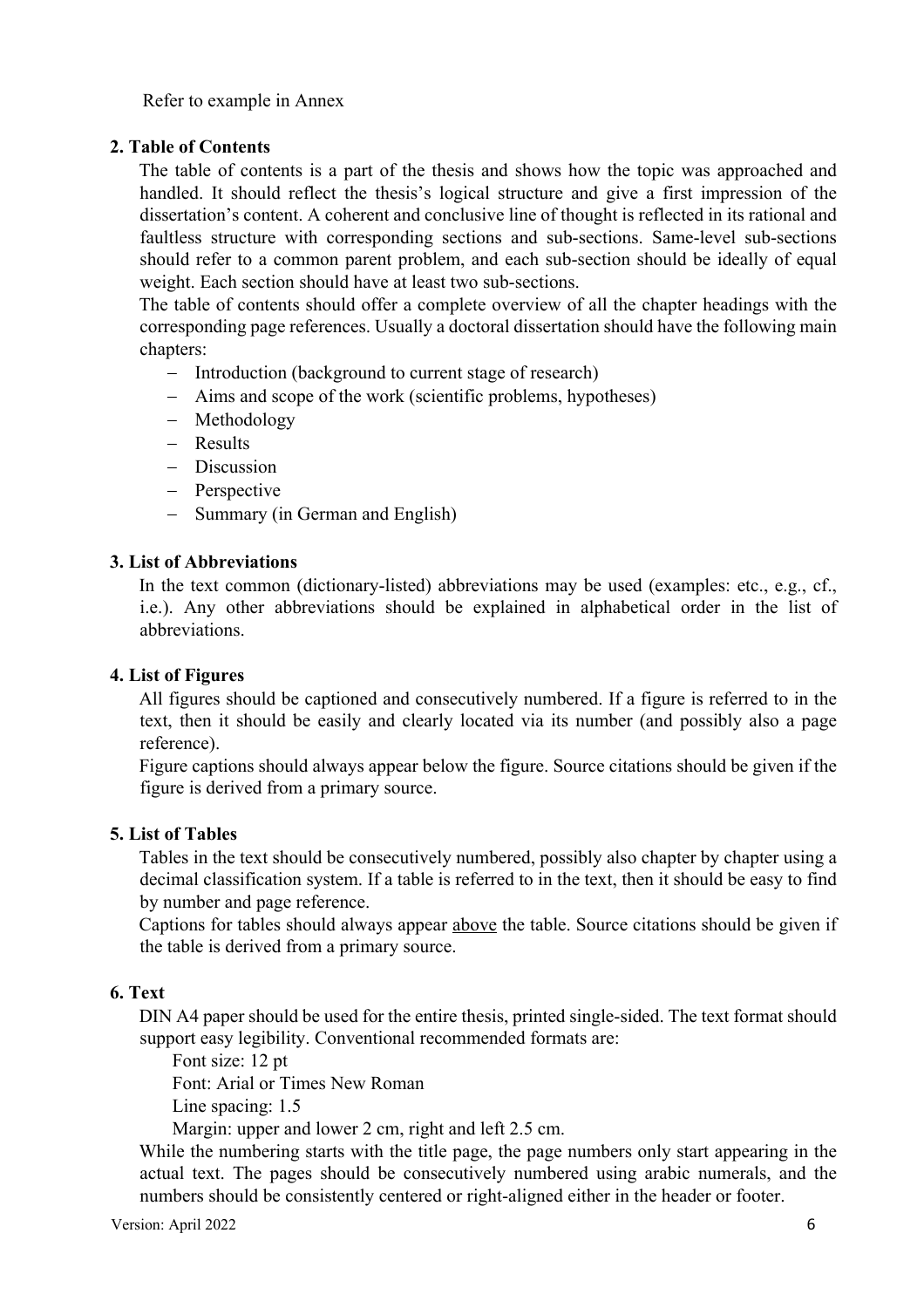Refer to example in Annex

## 2. Table of Contents

The table of contents is a part of the thesis and shows how the topic was approached and handled. It should reflect the thesis's logical structure and give a first impression of the dissertation's content. A coherent and conclusive line of thought is reflected in its rational and faultless structure with corresponding sections and sub-sections. Same-level sub-sections should refer to a common parent problem, and each sub-section should be ideally of equal weight. Each section should have at least two sub-sections.

The table of contents should offer a complete overview of all the chapter headings with the corresponding page references. Usually a doctoral dissertation should have the following main chapters:

- Introduction (background to current stage of research)
- Aims and scope of the work (scientific problems, hypotheses)
- Methodology
- Results
- Discussion
- Perspective
- Summary (in German and English)

## 3. List of Abbreviations

In the text common (dictionary-listed) abbreviations may be used (examples: etc., e.g., cf., i.e.). Any other abbreviations should be explained in alphabetical order in the list of abbreviations.

## 4. List of Figures

All figures should be captioned and consecutively numbered. If a figure is referred to in the text, then it should be easily and clearly located via its number (and possibly also a page reference).

Figure captions should always appear below the figure. Source citations should be given if the figure is derived from a primary source.

## 5. List of Tables

Tables in the text should be consecutively numbered, possibly also chapter by chapter using a decimal classification system. If a table is referred to in the text, then it should be easy to find by number and page reference.

Captions for tables should always appear <u>above</u> the table. Source citations should be given if the table is derived from a primary source.

## 6. Text

DIN A4 paper should be used for the entire thesis, printed single-sided. The text format should support easy legibility. Conventional recommended formats are:

Font size: 12 pt
Font: Arial or Times New Roman
Line spacing: 1.5
Margin: upper and lower 2 cm, right and left 2.5 cm.

While the numbering starts with the title page, the page numbers only start appearing in the actual text. The pages should be consecutively numbered using arabic numerals, and the numbers should be consistently centered or right-aligned either in the header or footer.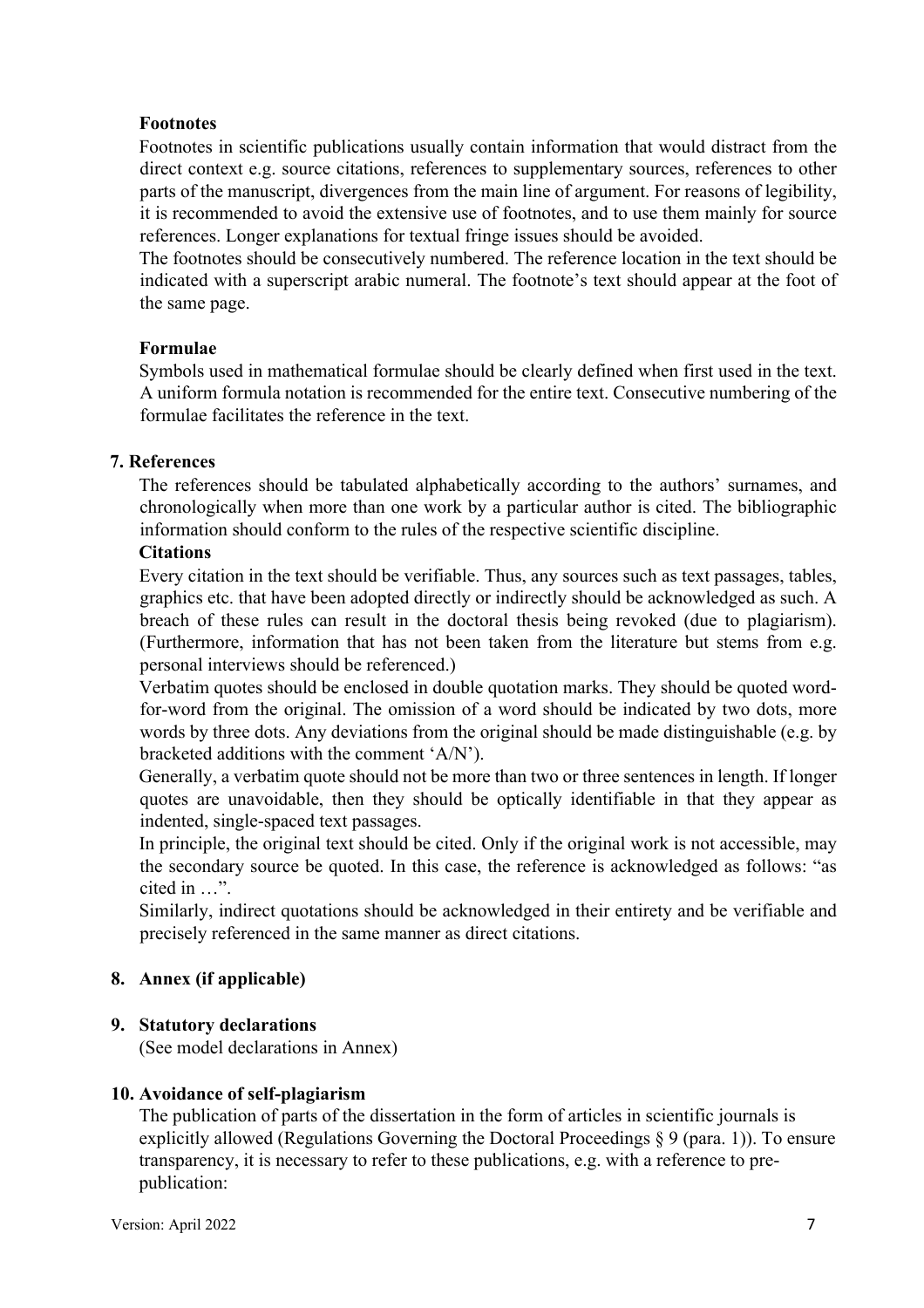### Footnotes

Footnotes in scientific publications usually contain information that would distract from the direct context e.g. source citations, references to supplementary sources, references to other parts of the manuscript, divergences from the main line of argument. For reasons of legibility, it is recommended to avoid the extensive use of footnotes, and to use them mainly for source references. Longer explanations for textual fringe issues should be avoided.

The footnotes should be consecutively numbered. The reference location in the text should be indicated with a superscript arabic numeral. The footnote's text should appear at the foot of the same page.

### Formulae

Symbols used in mathematical formulae should be clearly defined when first used in the text. A uniform formula notation is recommended for the entire text. Consecutive numbering of the formulae facilitates the reference in the text.

## 7. References

The references should be tabulated alphabetically according to the authors' surnames, and chronologically when more than one work by a particular author is cited. The bibliographic information should conform to the rules of the respective scientific discipline.

### Citations

Every citation in the text should be verifiable. Thus, any sources such as text passages, tables, graphics etc. that have been adopted directly or indirectly should be acknowledged as such. A breach of these rules can result in the doctoral thesis being revoked (due to plagiarism). (Furthermore, information that has not been taken from the literature but stems from e.g. personal interviews should be referenced.)

Verbatim quotes should be enclosed in double quotation marks. They should be quoted word-for-word from the original. The omission of a word should be indicated by two dots, more words by three dots. Any deviations from the original should be made distinguishable (e.g. by bracketed additions with the comment 'A/N').

Generally, a verbatim quote should not be more than two or three sentences in length. If longer quotes are unavoidable, then they should be optically identifiable in that they appear as indented, single-spaced text passages.

In principle, the original text should be cited. Only if the original work is not accessible, may the secondary source be quoted. In this case, the reference is acknowledged as follows: "as cited in …".

Similarly, indirect quotations should be acknowledged in their entirety and be verifiable and precisely referenced in the same manner as direct citations.

## 8. Annex (if applicable)

## 9. Statutory declarations

(See model declarations in Annex)

## 10. Avoidance of self-plagiarism

The publication of parts of the dissertation in the form of articles in scientific journals is explicitly allowed (Regulations Governing the Doctoral Proceedings § 9 (para. 1)). To ensure transparency, it is necessary to refer to these publications, e.g. with a reference to pre-publication: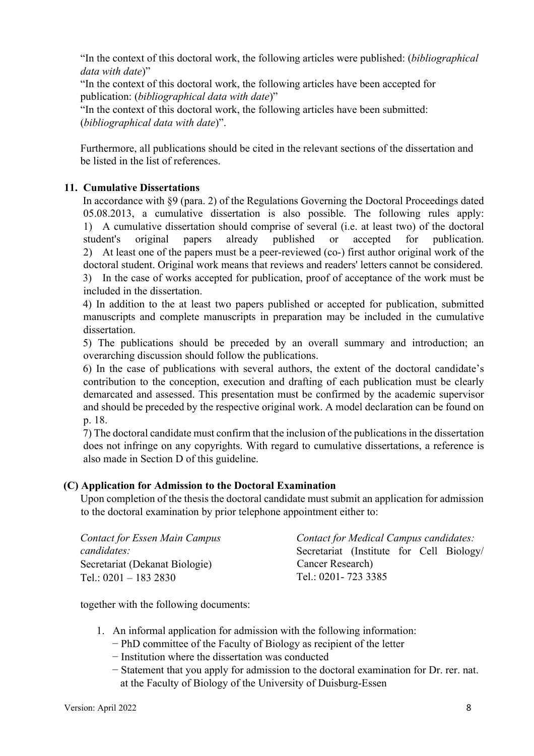"In the context of this doctoral work, the following articles were published: (*bibliographical data with date*)"

"In the context of this doctoral work, the following articles have been accepted for publication: (*bibliographical data with date*)"

"In the context of this doctoral work, the following articles have been submitted: (*bibliographical data with date*)".

Furthermore, all publications should be cited in the relevant sections of the dissertation and be listed in the list of references.

### 11. Cumulative Dissertations

In accordance with §9 (para. 2) of the Regulations Governing the Doctoral Proceedings dated 05.08.2013, a cumulative dissertation is also possible. The following rules apply:

1) A cumulative dissertation should comprise of several (i.e. at least two) of the doctoral student's original papers already published or accepted for publication.

2) At least one of the papers must be a peer-reviewed (co-) first author original work of the doctoral student. Original work means that reviews and readers' letters cannot be considered.

3) In the case of works accepted for publication, proof of acceptance of the work must be included in the dissertation.

4) In addition to the at least two papers published or accepted for publication, submitted manuscripts and complete manuscripts in preparation may be included in the cumulative dissertation.

5) The publications should be preceded by an overall summary and introduction; an overarching discussion should follow the publications.

6) In the case of publications with several authors, the extent of the doctoral candidate's contribution to the conception, execution and drafting of each publication must be clearly demarcated and assessed. This presentation must be confirmed by the academic supervisor and should be preceded by the respective original work. A model declaration can be found on p. 18.

7) The doctoral candidate must confirm that the inclusion of the publications in the dissertation does not infringe on any copyrights. With regard to cumulative dissertations, a reference is also made in Section D of this guideline.

## (C) Application for Admission to the Doctoral Examination

Upon completion of the thesis the doctoral candidate must submit an application for admission to the doctoral examination by prior telephone appointment either to:

*Contact for Essen Main Campus candidates:*
Secretariat (Dekanat Biologie)
Tel.: 0201 – 183 2830

*Contact for Medical Campus candidates:*
Secretariat (Institute for Cell Biology/ Cancer Research)
Tel.: 0201- 723 3385

together with the following documents:

1. An informal application for admission with the following information:
   - PhD committee of the Faculty of Biology as recipient of the letter
   - Institution where the dissertation was conducted
   - Statement that you apply for admission to the doctoral examination for Dr. rer. nat. at the Faculty of Biology of the University of Duisburg-Essen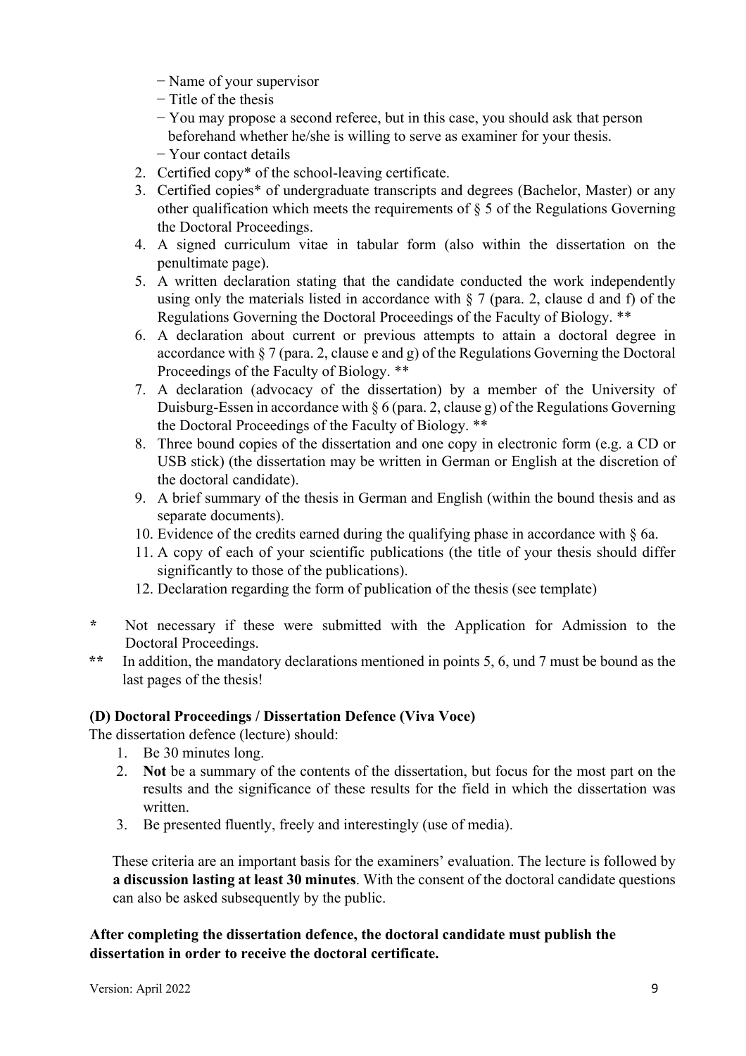- Name of your supervisor
- Title of the thesis
- You may propose a second referee, but in this case, you should ask that person beforehand whether he/she is willing to serve as examiner for your thesis.
- Your contact details

2. Certified copy* of the school-leaving certificate.
3. Certified copies* of undergraduate transcripts and degrees (Bachelor, Master) or any other qualification which meets the requirements of § 5 of the Regulations Governing the Doctoral Proceedings.
4. A signed curriculum vitae in tabular form (also within the dissertation on the penultimate page).
5. A written declaration stating that the candidate conducted the work independently using only the materials listed in accordance with § 7 (para. 2, clause d and f) of the Regulations Governing the Doctoral Proceedings of the Faculty of Biology. **
6. A declaration about current or previous attempts to attain a doctoral degree in accordance with § 7 (para. 2, clause e and g) of the Regulations Governing the Doctoral Proceedings of the Faculty of Biology. **
7. A declaration (advocacy of the dissertation) by a member of the University of Duisburg-Essen in accordance with § 6 (para. 2, clause g) of the Regulations Governing the Doctoral Proceedings of the Faculty of Biology. **
8. Three bound copies of the dissertation and one copy in electronic form (e.g. a CD or USB stick) (the dissertation may be written in German or English at the discretion of the doctoral candidate).
9. A brief summary of the thesis in German and English (within the bound thesis and as separate documents).
10. Evidence of the credits earned during the qualifying phase in accordance with § 6a.
11. A copy of each of your scientific publications (the title of your thesis should differ significantly to those of the publications).
12. Declaration regarding the form of publication of the thesis (see template)

**\*** Not necessary if these were submitted with the Application for Admission to the Doctoral Proceedings.

**\*\*** In addition, the mandatory declarations mentioned in points 5, 6, und 7 must be bound as the last pages of the thesis!

### (D) Doctoral Proceedings / Dissertation Defence (Viva Voce)

The dissertation defence (lecture) should:

1. Be 30 minutes long.
2. **Not** be a summary of the contents of the dissertation, but focus for the most part on the results and the significance of these results for the field in which the dissertation was written.
3. Be presented fluently, freely and interestingly (use of media).

These criteria are an important basis for the examiners' evaluation. The lecture is followed by **a discussion lasting at least 30 minutes**. With the consent of the doctoral candidate questions can also be asked subsequently by the public.

**After completing the dissertation defence, the doctoral candidate must publish the dissertation in order to receive the doctoral certificate.**

Version: April 2022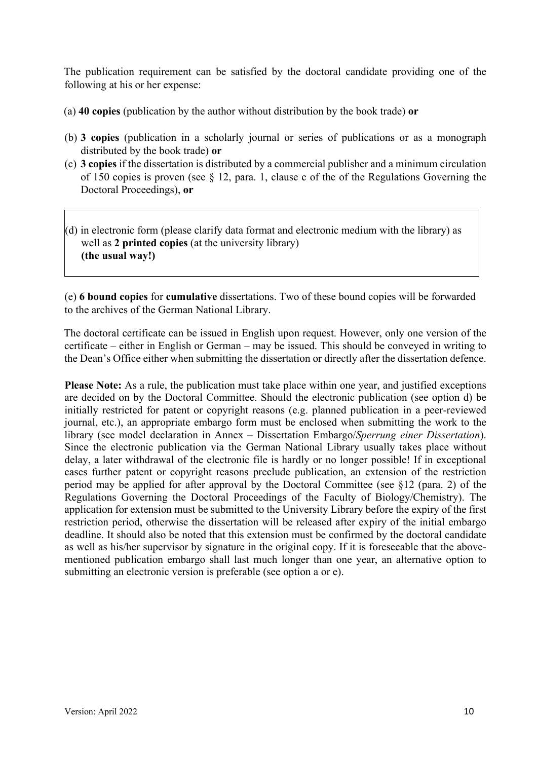The publication requirement can be satisfied by the doctoral candidate providing one of the following at his or her expense:

(a) **40 copies** (publication by the author without distribution by the book trade) **or**

(b) **3 copies** (publication in a scholarly journal or series of publications or as a monograph distributed by the book trade) **or**

(c) **3 copies** if the dissertation is distributed by a commercial publisher and a minimum circulation of 150 copies is proven (see § 12, para. 1, clause c of the of the Regulations Governing the Doctoral Proceedings), **or**

(d) in electronic form (please clarify data format and electronic medium with the library) as well as **2 printed copies** (at the university library) **(the usual way!)**

(e) **6 bound copies** for **cumulative** dissertations. Two of these bound copies will be forwarded to the archives of the German National Library.

The doctoral certificate can be issued in English upon request. However, only one version of the certificate – either in English or German – may be issued. This should be conveyed in writing to the Dean's Office either when submitting the dissertation or directly after the dissertation defence.

**Please Note:** As a rule, the publication must take place within one year, and justified exceptions are decided on by the Doctoral Committee. Should the electronic publication (see option d) be initially restricted for patent or copyright reasons (e.g. planned publication in a peer-reviewed journal, etc.), an appropriate embargo form must be enclosed when submitting the work to the library (see model declaration in Annex – Dissertation Embargo/*Sperrung einer Dissertation*). Since the electronic publication via the German National Library usually takes place without delay, a later withdrawal of the electronic file is hardly or no longer possible! If in exceptional cases further patent or copyright reasons preclude publication, an extension of the restriction period may be applied for after approval by the Doctoral Committee (see §12 (para. 2) of the Regulations Governing the Doctoral Proceedings of the Faculty of Biology/Chemistry). The application for extension must be submitted to the University Library before the expiry of the first restriction period, otherwise the dissertation will be released after expiry of the initial embargo deadline. It should also be noted that this extension must be confirmed by the doctoral candidate as well as his/her supervisor by signature in the original copy. If it is foreseeable that the above-mentioned publication embargo shall last much longer than one year, an alternative option to submitting an electronic version is preferable (see option a or e).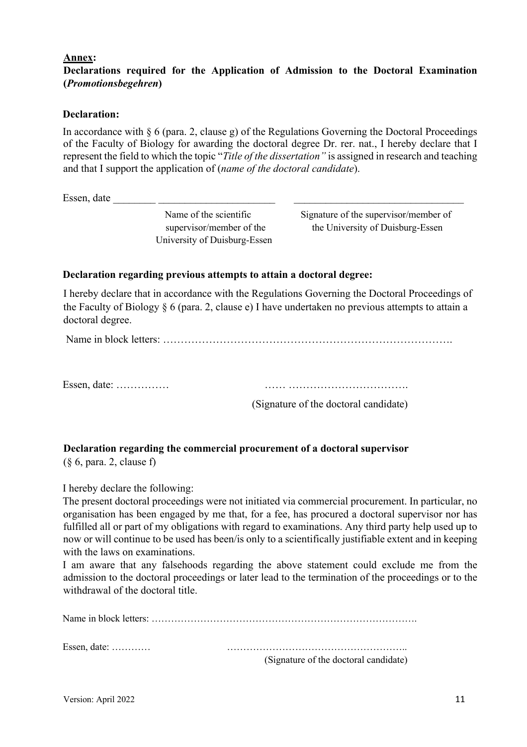**<u>Annex</u>:**

**Declarations required for the Application of Admission to the Doctoral Examination (*Promotionsbegehren*)**

**Declaration:**

In accordance with § 6 (para. 2, clause g) of the Regulations Governing the Doctoral Proceedings of the Faculty of Biology for awarding the doctoral degree Dr. rer. nat., I hereby declare that I represent the field to which the topic "*Title of the dissertation"* is assigned in research and teaching and that I support the application of (*name of the doctoral candidate*).

Essen, date ________ ______________________ _________________________________

Name of the scientific supervisor/member of the University of Duisburg-Essen

Signature of the supervisor/member of the University of Duisburg-Essen

**Declaration regarding previous attempts to attain a doctoral degree:**

I hereby declare that in accordance with the Regulations Governing the Doctoral Proceedings of the Faculty of Biology § 6 (para. 2, clause e) I have undertaken no previous attempts to attain a doctoral degree.

Name in block letters: ……………………………………………………………………….

Essen, date: …………… …… …………………………….

(Signature of the doctoral candidate)

**Declaration regarding the commercial procurement of a doctoral supervisor**
(§ 6, para. 2, clause f)

I hereby declare the following:
The present doctoral proceedings were not initiated via commercial procurement. In particular, no organisation has been engaged by me that, for a fee, has procured a doctoral supervisor nor has fulfilled all or part of my obligations with regard to examinations. Any third party help used up to now or will continue to be used has been/is only to a scientifically justifiable extent and in keeping with the laws on examinations.
I am aware that any falsehoods regarding the above statement could exclude me from the admission to the doctoral proceedings or later lead to the termination of the proceedings or to the withdrawal of the doctoral title.

Name in block letters: ……………………………………………………………………….

Essen, date: ………… ………………………………………………..

(Signature of the doctoral candidate)

Version: April 2022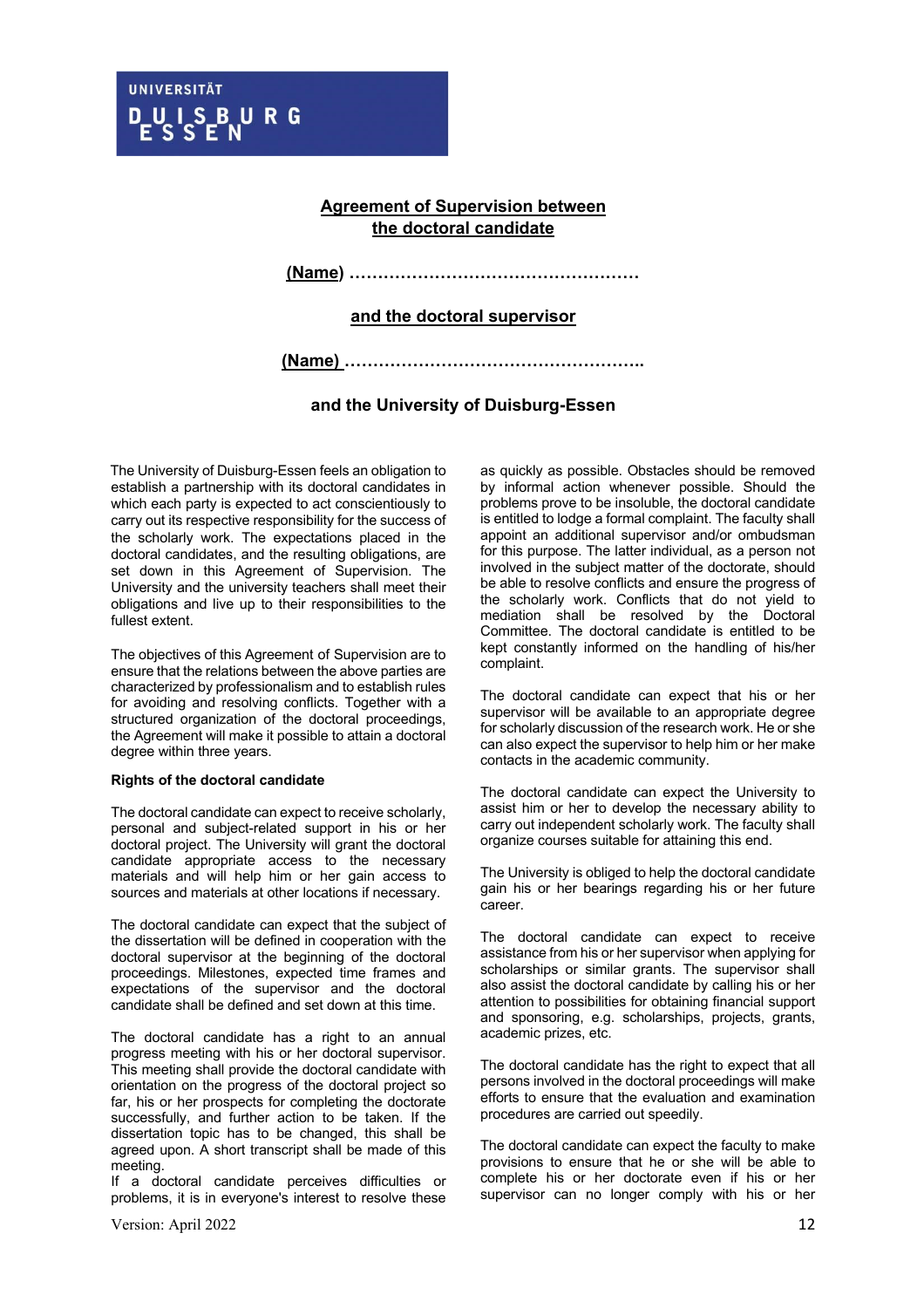UNIVERSITÄT DUISBURG ESSEN

**Agreement of Supervision between the doctoral candidate**

**(Name) ……………………………………………**

**and the doctoral supervisor**

**(Name) ……………………………………………..**

**and the University of Duisburg-Essen**

The University of Duisburg-Essen feels an obligation to establish a partnership with its doctoral candidates in which each party is expected to act conscientiously to carry out its respective responsibility for the success of the scholarly work. The expectations placed in the doctoral candidates, and the resulting obligations, are set down in this Agreement of Supervision. The University and the university teachers shall meet their obligations and live up to their responsibilities to the fullest extent.

The objectives of this Agreement of Supervision are to ensure that the relations between the above parties are characterized by professionalism and to establish rules for avoiding and resolving conflicts. Together with a structured organization of the doctoral proceedings, the Agreement will make it possible to attain a doctoral degree within three years.

**Rights of the doctoral candidate**

The doctoral candidate can expect to receive scholarly, personal and subject-related support in his or her doctoral project. The University will grant the doctoral candidate appropriate access to the necessary materials and will help him or her gain access to sources and materials at other locations if necessary.

The doctoral candidate can expect that the subject of the dissertation will be defined in cooperation with the doctoral supervisor at the beginning of the doctoral proceedings. Milestones, expected time frames and expectations of the supervisor and the doctoral candidate shall be defined and set down at this time.

The doctoral candidate has a right to an annual progress meeting with his or her doctoral supervisor. This meeting shall provide the doctoral candidate with orientation on the progress of the doctoral project so far, his or her prospects for completing the doctorate successfully, and further action to be taken. If the dissertation topic has to be changed, this shall be agreed upon. A short transcript shall be made of this meeting.
If a doctoral candidate perceives difficulties or problems, it is in everyone's interest to resolve these as quickly as possible. Obstacles should be removed by informal action whenever possible. Should the problems prove to be insoluble, the doctoral candidate is entitled to lodge a formal complaint. The faculty shall appoint an additional supervisor and/or ombudsman for this purpose. The latter individual, as a person not involved in the subject matter of the doctorate, should be able to resolve conflicts and ensure the progress of the scholarly work. Conflicts that do not yield to mediation shall be resolved by the Doctoral Committee. The doctoral candidate is entitled to be kept constantly informed on the handling of his/her complaint.

The doctoral candidate can expect that his or her supervisor will be available to an appropriate degree for scholarly discussion of the research work. He or she can also expect the supervisor to help him or her make contacts in the academic community.

The doctoral candidate can expect the University to assist him or her to develop the necessary ability to carry out independent scholarly work. The faculty shall organize courses suitable for attaining this end.

The University is obliged to help the doctoral candidate gain his or her bearings regarding his or her future career.

The doctoral candidate can expect to receive assistance from his or her supervisor when applying for scholarships or similar grants. The supervisor shall also assist the doctoral candidate by calling his or her attention to possibilities for obtaining financial support and sponsoring, e.g. scholarships, projects, grants, academic prizes, etc.

The doctoral candidate has the right to expect that all persons involved in the doctoral proceedings will make efforts to ensure that the evaluation and examination procedures are carried out speedily.

The doctoral candidate can expect the faculty to make provisions to ensure that he or she will be able to complete his or her doctorate even if his or her supervisor can no longer comply with his or her

Version: April 2022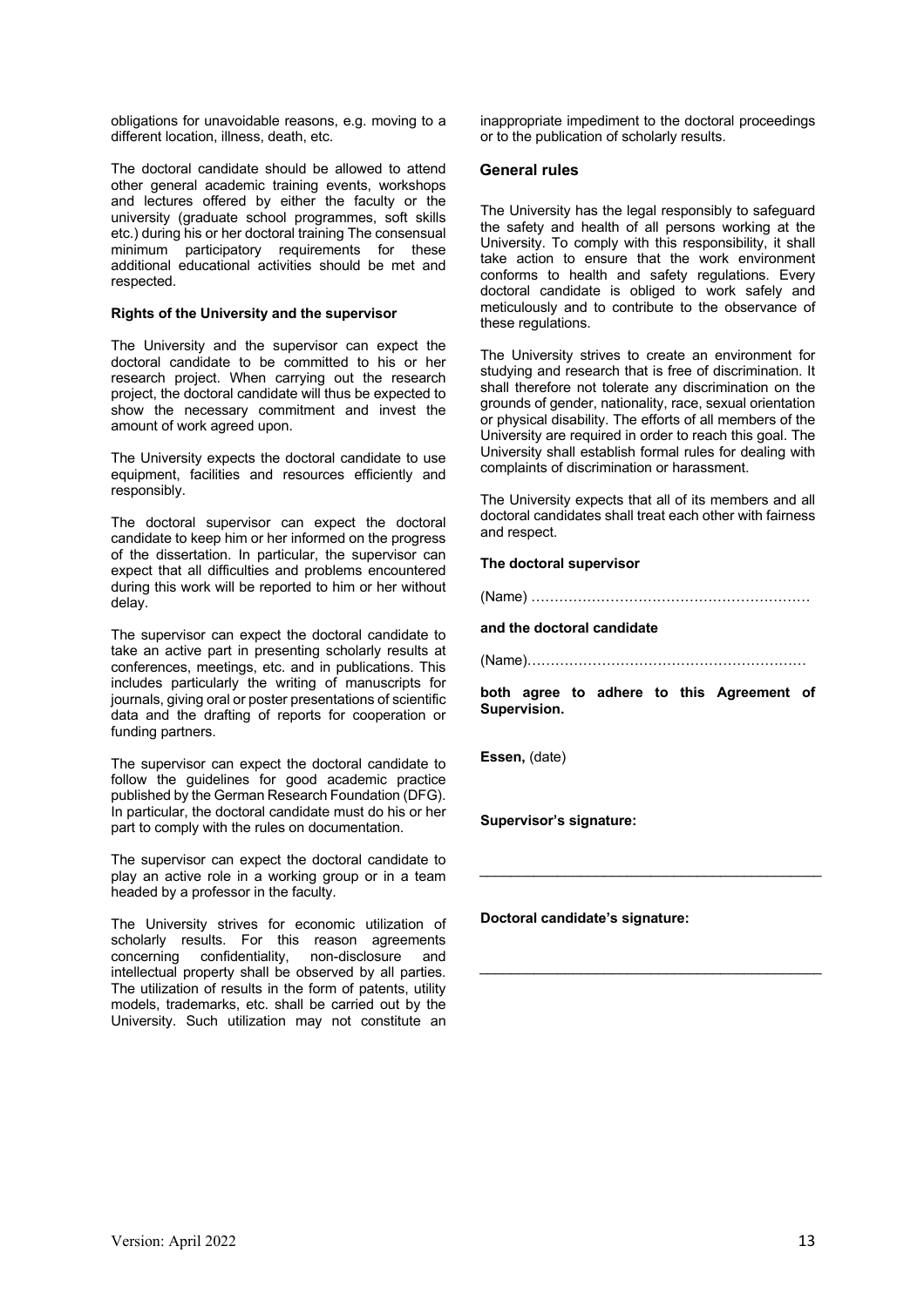obligations for unavoidable reasons, e.g. moving to a different location, illness, death, etc.

The doctoral candidate should be allowed to attend other general academic training events, workshops and lectures offered by either the faculty or the university (graduate school programmes, soft skills etc.) during his or her doctoral training The consensual minimum participatory requirements for these additional educational activities should be met and respected.

**Rights of the University and the supervisor**

The University and the supervisor can expect the doctoral candidate to be committed to his or her research project. When carrying out the research project, the doctoral candidate will thus be expected to show the necessary commitment and invest the amount of work agreed upon.

The University expects the doctoral candidate to use equipment, facilities and resources efficiently and responsibly.

The doctoral supervisor can expect the doctoral candidate to keep him or her informed on the progress of the dissertation. In particular, the supervisor can expect that all difficulties and problems encountered during this work will be reported to him or her without delay.

The supervisor can expect the doctoral candidate to take an active part in presenting scholarly results at conferences, meetings, etc. and in publications. This includes particularly the writing of manuscripts for journals, giving oral or poster presentations of scientific data and the drafting of reports for cooperation or funding partners.

The supervisor can expect the doctoral candidate to follow the guidelines for good academic practice published by the German Research Foundation (DFG). In particular, the doctoral candidate must do his or her part to comply with the rules on documentation.

The supervisor can expect the doctoral candidate to play an active role in a working group or in a team headed by a professor in the faculty.

The University strives for economic utilization of scholarly results. For this reason agreements concerning confidentiality, non-disclosure and intellectual property shall be observed by all parties. The utilization of results in the form of patents, utility models, trademarks, etc. shall be carried out by the University. Such utilization may not constitute an inappropriate impediment to the doctoral proceedings or to the publication of scholarly results.

## General rules

The University has the legal responsibly to safeguard the safety and health of all persons working at the University. To comply with this responsibility, it shall take action to ensure that the work environment conforms to health and safety regulations. Every doctoral candidate is obliged to work safely and meticulously and to contribute to the observance of these regulations.

The University strives to create an environment for studying and research that is free of discrimination. It shall therefore not tolerate any discrimination on the grounds of gender, nationality, race, sexual orientation or physical disability. The efforts of all members of the University are required in order to reach this goal. The University shall establish formal rules for dealing with complaints of discrimination or harassment.

The University expects that all of its members and all doctoral candidates shall treat each other with fairness and respect.

**The doctoral supervisor**

(Name) ……………………………………………………

**and the doctoral candidate**

(Name)……………………………………………………

**both agree to adhere to this Agreement of Supervision.**

**Essen,** (date)

**Supervisor's signature:**

\_\_\_\_\_\_\_\_\_\_\_\_\_\_\_\_\_\_\_\_\_\_\_\_\_\_\_\_\_\_\_\_\_\_\_\_\_\_\_\_\_\_

**Doctoral candidate's signature:**

\_\_\_\_\_\_\_\_\_\_\_\_\_\_\_\_\_\_\_\_\_\_\_\_\_\_\_\_\_\_\_\_\_\_\_\_\_\_\_\_\_\_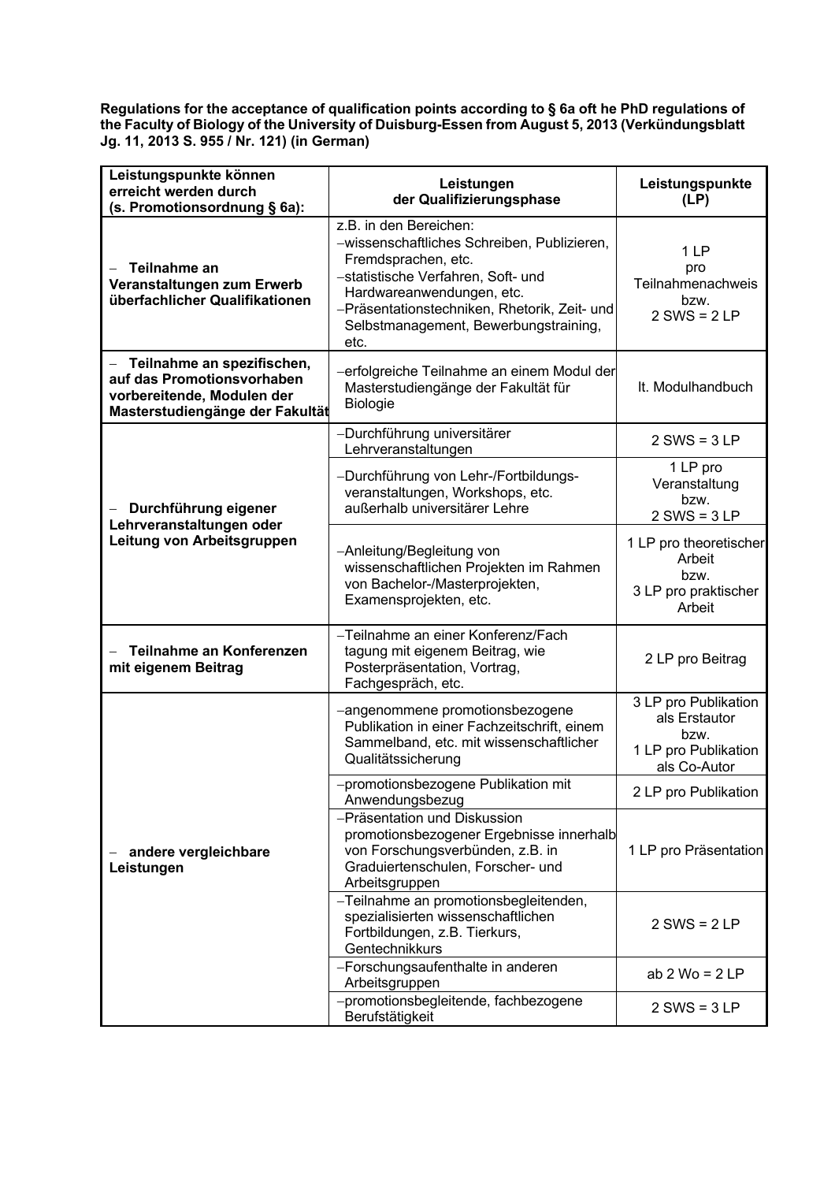**Regulations for the acceptance of qualification points according to § 6a oft he PhD regulations of the Faculty of Biology of the University of Duisburg-Essen from August 5, 2013 (Verkündungsblatt Jg. 11, 2013 S. 955 / Nr. 121) (in German)**

| **Leistungspunkte können erreicht werden durch (s. Promotionsordnung § 6a):** | **Leistungen der Qualifizierungsphase** | **Leistungspunkte (LP)** |
|---|---|---|
| – **Teilnahme an Veranstaltungen zum Erwerb überfachlicher Qualifikationen** | z.B. in den Bereichen: –wissenschaftliches Schreiben, Publizieren, Fremdsprachen, etc. –statistische Verfahren, Soft- und Hardwareanwendungen, etc. –Präsentationstechniken, Rhetorik, Zeit- und Selbstmanagement, Bewerbungstraining, etc. | 1 LP pro Teilnahmenachweis bzw. 2 SWS = 2 LP |
| – **Teilnahme an spezifischen, auf das Promotionsvorhaben vorbereitende, Modulen der Masterstudiengänge der Fakultät** | –erfolgreiche Teilnahme an einem Modul der Masterstudiengänge der Fakultät für Biologie | lt. Modulhandbuch |
| – **Durchführung eigener Lehrveranstaltungen oder Leitung von Arbeitsgruppen** | –Durchführung universitärer Lehrveranstaltungen | 2 SWS = 3 LP |
| | –Durchführung von Lehr-/Fortbildungs-veranstaltungen, Workshops, etc. außerhalb universitärer Lehre | 1 LP pro Veranstaltung bzw. 2 SWS = 3 LP |
| | –Anleitung/Begleitung von wissenschaftlichen Projekten im Rahmen von Bachelor-/Masterprojekten, Examensprojekten, etc. | 1 LP pro theoretischer Arbeit bzw. 3 LP pro praktischer Arbeit |
| – **Teilnahme an Konferenzen mit eigenem Beitrag** | –Teilnahme an einer Konferenz/Fach tagung mit eigenem Beitrag, wie Posterpräsentation, Vortrag, Fachgespräch, etc. | 2 LP pro Beitrag |
| – **andere vergleichbare Leistungen** | –angenommene promotionsbezogene Publikation in einer Fachzeitschrift, einem Sammelband, etc. mit wissenschaftlicher Qualitätssicherung | 3 LP pro Publikation als Erstautor bzw. 1 LP pro Publikation als Co-Autor |
| | –promotionsbezogene Publikation mit Anwendungsbezug | 2 LP pro Publikation |
| | –Präsentation und Diskussion promotionsbezogener Ergebnisse innerhalb von Forschungsverbünden, z.B. in Graduiertenschulen, Forscher- und Arbeitsgruppen | 1 LP pro Präsentation |
| | –Teilnahme an promotionsbegleitenden, spezialisierten wissenschaftlichen Fortbildungen, z.B. Tierkurs, Gentechnikkurs | 2 SWS = 2 LP |
| | –Forschungsaufenthalte in anderen Arbeitsgruppen | ab 2 Wo = 2 LP |
| | –promotionsbegleitende, fachbezogene Berufstätigkeit | 2 SWS = 3 LP |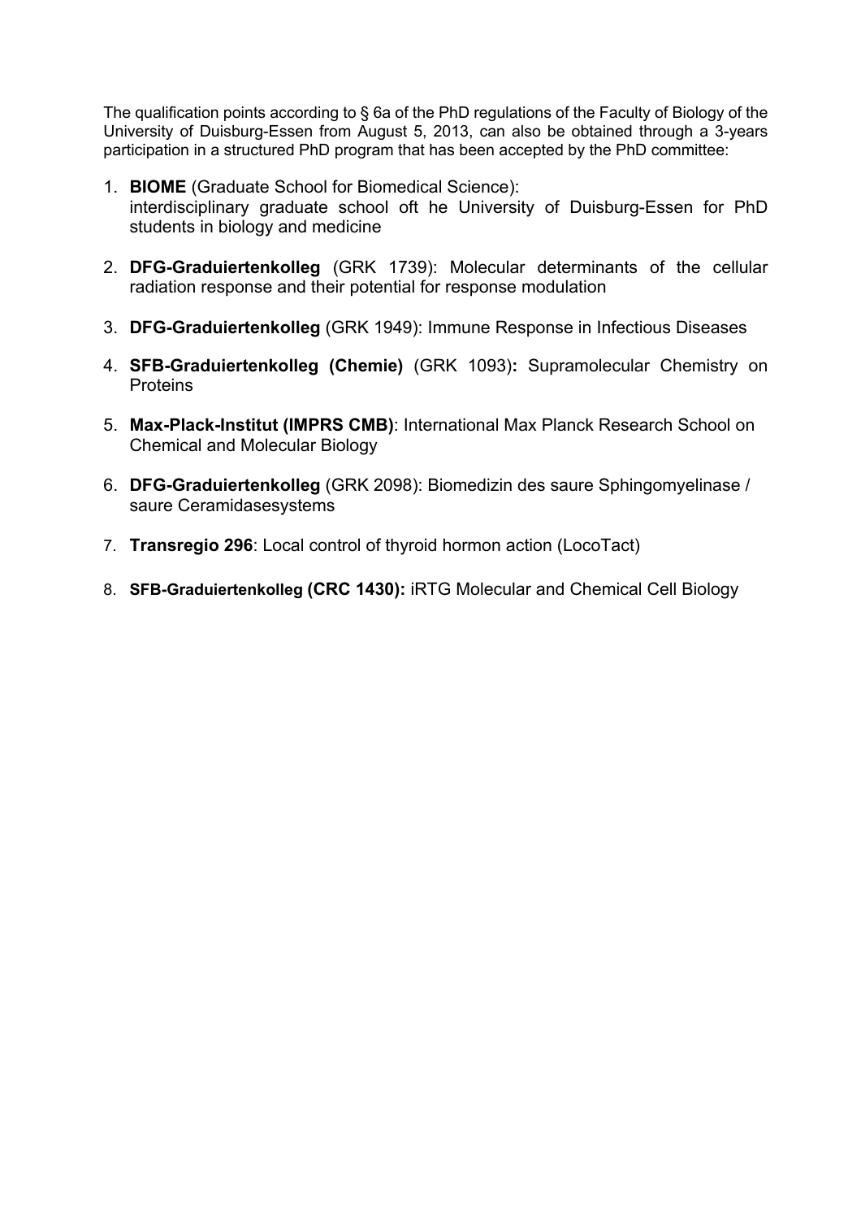The qualification points according to § 6a of the PhD regulations of the Faculty of Biology of the University of Duisburg-Essen from August 5, 2013, can also be obtained through a 3-years participation in a structured PhD program that has been accepted by the PhD committee:

1. **BIOME** (Graduate School for Biomedical Science):
   interdisciplinary graduate school oft he University of Duisburg-Essen for PhD students in biology and medicine

2. **DFG-Graduiertenkolleg** (GRK 1739): Molecular determinants of the cellular radiation response and their potential for response modulation

3. **DFG-Graduiertenkolleg** (GRK 1949): Immune Response in Infectious Diseases

4. **SFB-Graduiertenkolleg (Chemie)** (GRK 1093)**:** Supramolecular Chemistry on Proteins

5. **Max-Plack-Institut (IMPRS CMB)**: International Max Planck Research School on Chemical and Molecular Biology

6. **DFG-Graduiertenkolleg** (GRK 2098): Biomedizin des saure Sphingomyelinase / saure Ceramidasesystems

7. **Transregio 296**: Local control of thyroid hormon action (LocoTact)

8. **SFB-Graduiertenkolleg (CRC 1430):** iRTG Molecular and Chemical Cell Biology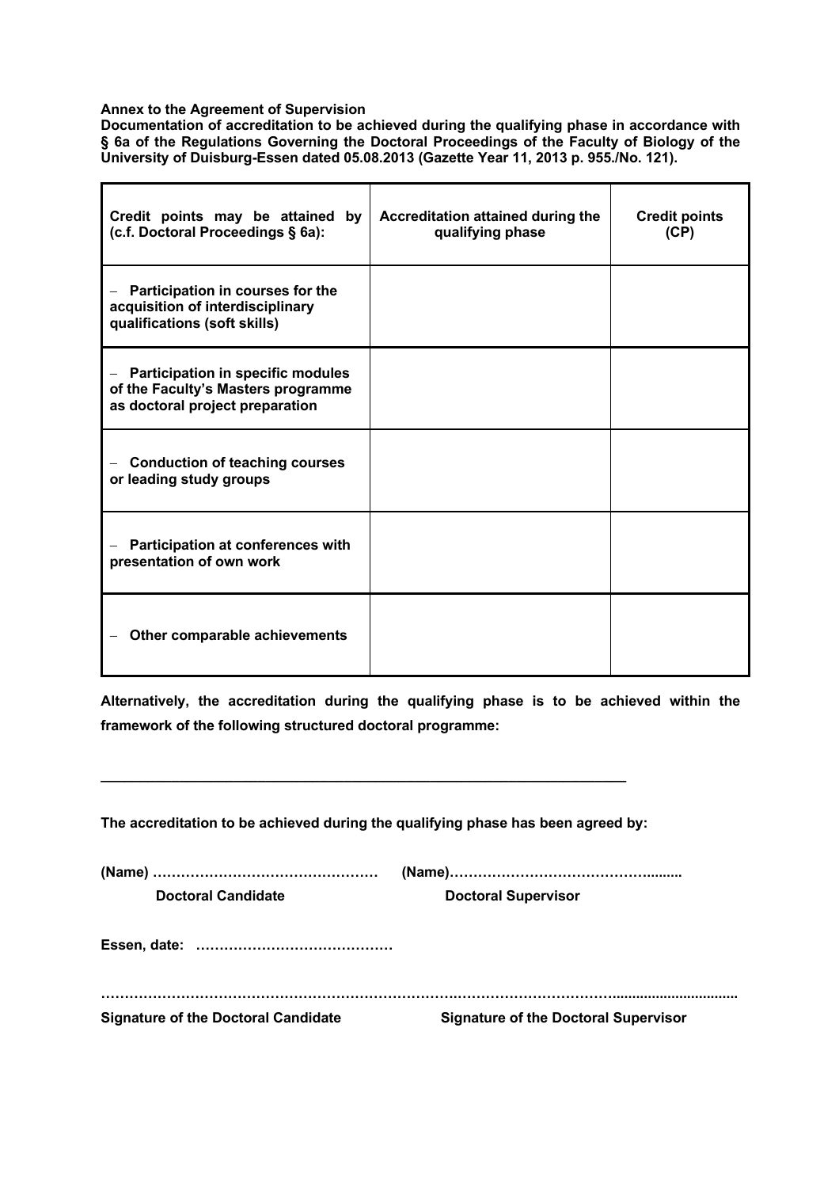**Annex to the Agreement of Supervision**
**Documentation of accreditation to be achieved during the qualifying phase in accordance with § 6a of the Regulations Governing the Doctoral Proceedings of the Faculty of Biology of the University of Duisburg-Essen dated 05.08.2013 (Gazette Year 11, 2013 p. 955./No. 121).**

| Credit points may be attained by (c.f. Doctoral Proceedings § 6a): | Accreditation attained during the qualifying phase | Credit points (CP) |
|---|---|---|
| – Participation in courses for the acquisition of interdisciplinary qualifications (soft skills) | | |
| – Participation in specific modules of the Faculty's Masters programme as doctoral project preparation | | |
| – Conduction of teaching courses or leading study groups | | |
| – Participation at conferences with presentation of own work | | |
| – Other comparable achievements | | |

**Alternatively, the accreditation during the qualifying phase is to be achieved within the framework of the following structured doctoral programme:**

**\_\_\_\_\_\_\_\_\_\_\_\_\_\_\_\_\_\_\_\_\_\_\_\_\_\_\_\_\_\_\_\_\_\_\_\_\_\_\_\_\_\_\_\_\_\_\_\_\_\_\_\_\_\_\_\_\_\_\_\_\_\_\_\_**

**The accreditation to be achieved during the qualifying phase has been agreed by:**

**(Name) …………………………………………** **(Name)……………………………………..........**

**Doctoral Candidate** **Doctoral Supervisor**

**Essen, date: ……………………………………**

**…………………………………………………………………………………………………..............................**

**Signature of the Doctoral Candidate** **Signature of the Doctoral Supervisor**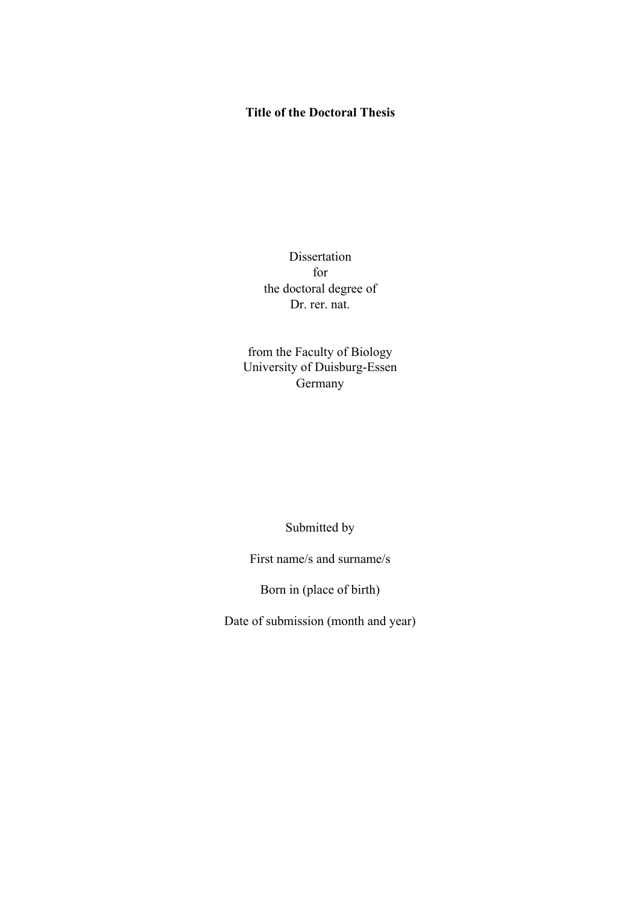**Title of the Doctoral Thesis**

Dissertation  
for  
the doctoral degree of  
Dr. rer. nat.

from the Faculty of Biology  
University of Duisburg-Essen  
Germany

Submitted by

First name/s and surname/s

Born in (place of birth)

Date of submission (month and year)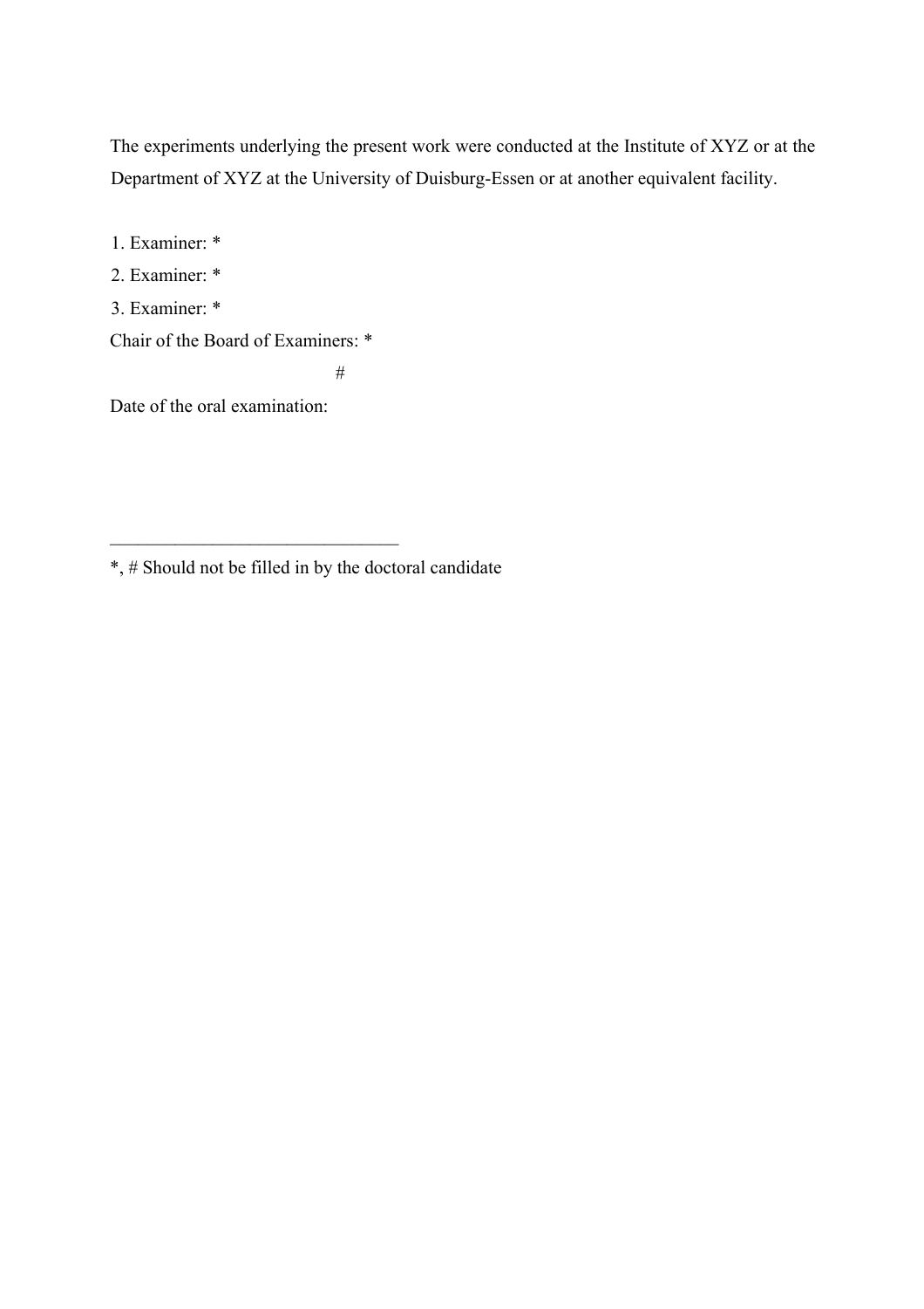The experiments underlying the present work were conducted at the Institute of XYZ or at the Department of XYZ at the University of Duisburg-Essen or at another equivalent facility.

1. Examiner: *
2. Examiner: *
3. Examiner: *

Chair of the Board of Examiners: *

#

Date of the oral examination:

_______________________________

*, # Should not be filled in by the doctoral candidate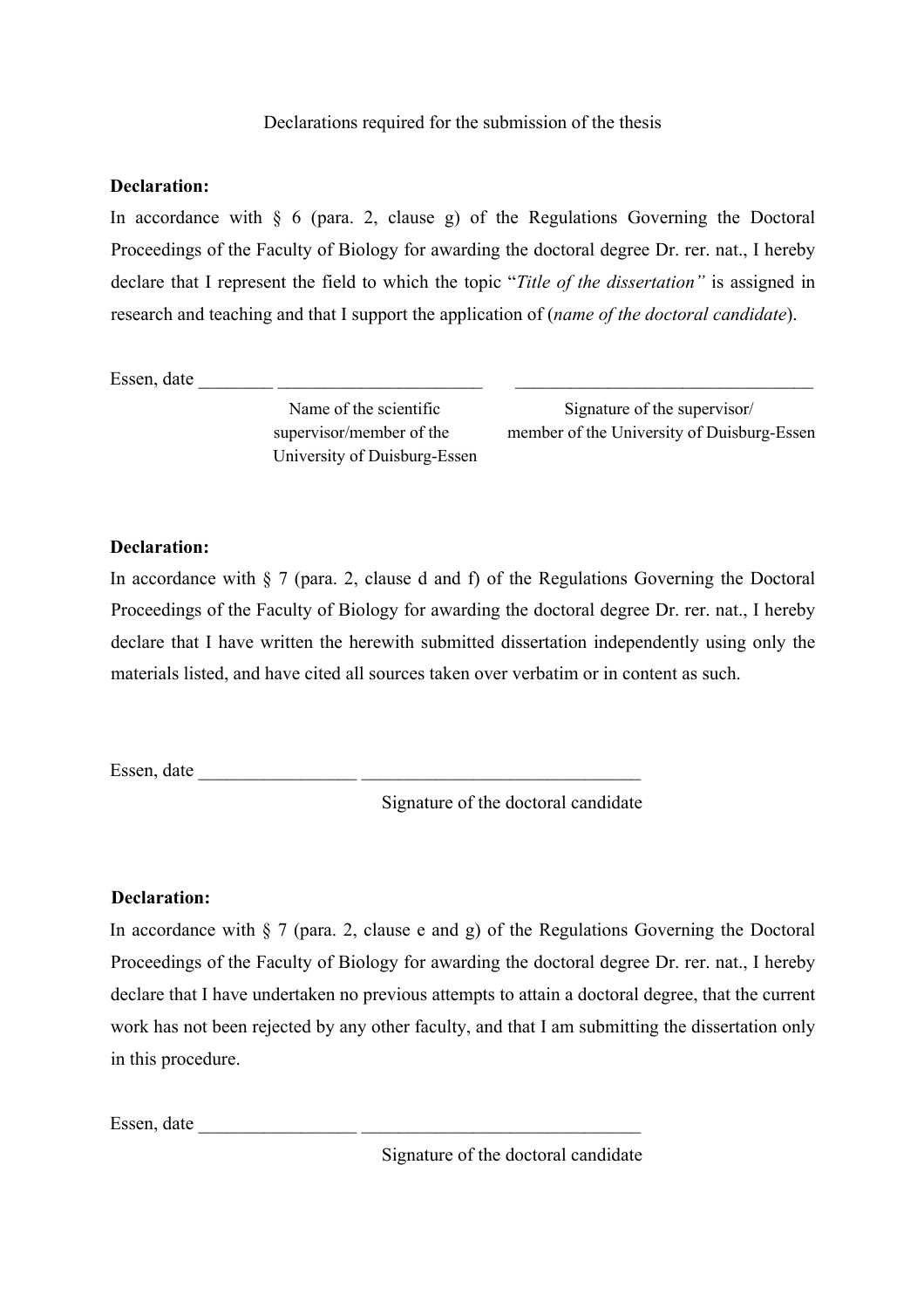Declarations required for the submission of the thesis

**Declaration:**

In accordance with § 6 (para. 2, clause g) of the Regulations Governing the Doctoral Proceedings of the Faculty of Biology for awarding the doctoral degree Dr. rer. nat., I hereby declare that I represent the field to which the topic "*Title of the dissertation"* is assigned in research and teaching and that I support the application of (*name of the doctoral candidate*).

Essen, date ________ ______________________ _________________________________

Name of the scientific supervisor/member of the University of Duisburg-Essen

Signature of the supervisor/ member of the University of Duisburg-Essen

**Declaration:**

In accordance with § 7 (para. 2, clause d and f) of the Regulations Governing the Doctoral Proceedings of the Faculty of Biology for awarding the doctoral degree Dr. rer. nat., I hereby declare that I have written the herewith submitted dissertation independently using only the materials listed, and have cited all sources taken over verbatim or in content as such.

Essen, date _________________ ______________________________

Signature of the doctoral candidate

**Declaration:**

In accordance with § 7 (para. 2, clause e and g) of the Regulations Governing the Doctoral Proceedings of the Faculty of Biology for awarding the doctoral degree Dr. rer. nat., I hereby declare that I have undertaken no previous attempts to attain a doctoral degree, that the current work has not been rejected by any other faculty, and that I am submitting the dissertation only in this procedure.

Essen, date _________________ ______________________________

Signature of the doctoral candidate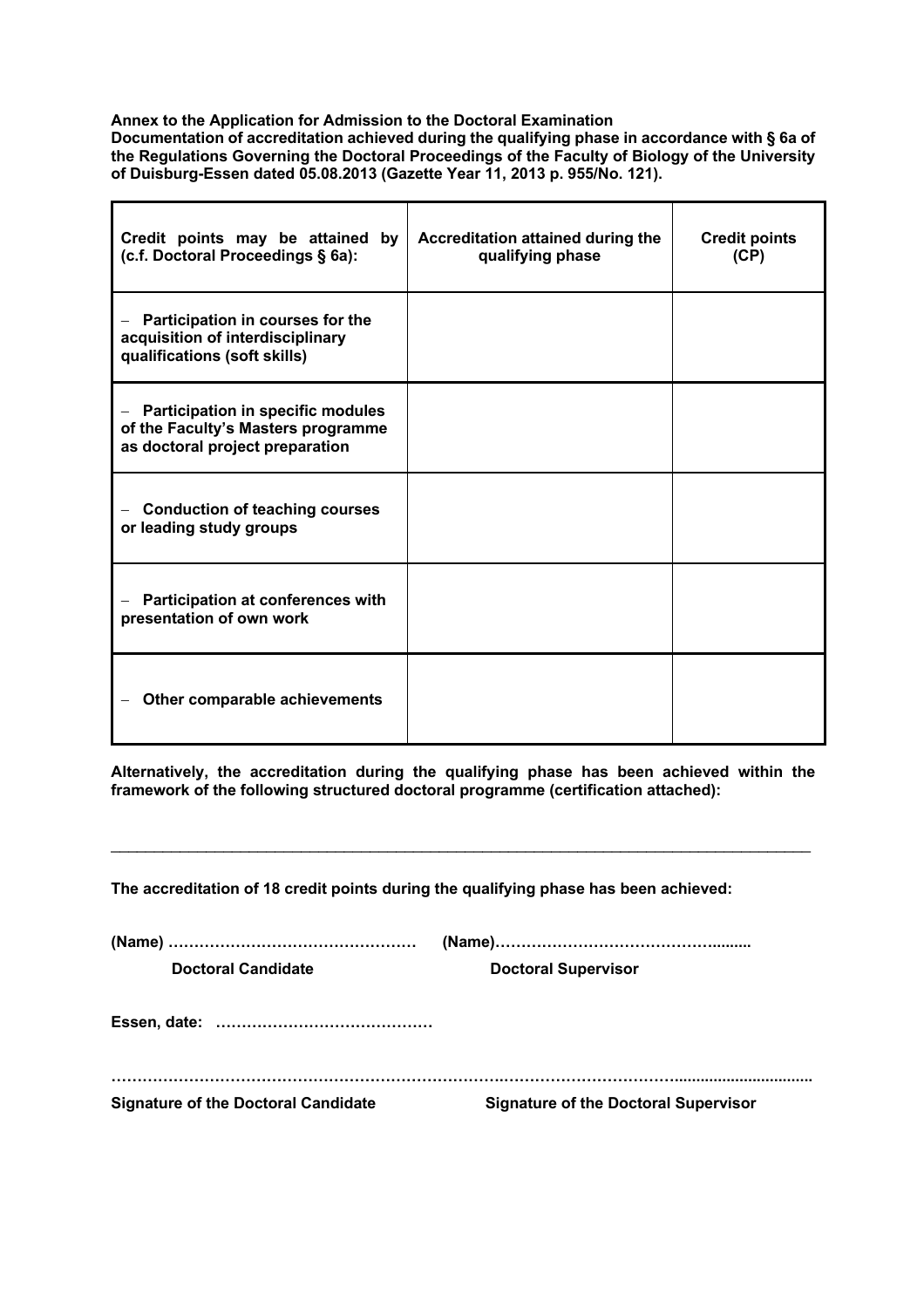**Annex to the Application for Admission to the Doctoral Examination**
**Documentation of accreditation achieved during the qualifying phase in accordance with § 6a of the Regulations Governing the Doctoral Proceedings of the Faculty of Biology of the University of Duisburg-Essen dated 05.08.2013 (Gazette Year 11, 2013 p. 955/No. 121).**

| Credit points may be attained by (c.f. Doctoral Proceedings § 6a): | Accreditation attained during the qualifying phase | Credit points (CP) |
|---|---|---|
| – Participation in courses for the acquisition of interdisciplinary qualifications (soft skills) | | |
| – Participation in specific modules of the Faculty's Masters programme as doctoral project preparation | | |
| – Conduction of teaching courses or leading study groups | | |
| – Participation at conferences with presentation of own work | | |
| – Other comparable achievements | | |

**Alternatively, the accreditation during the qualifying phase has been achieved within the framework of the following structured doctoral programme (certification attached):**

\_\_\_\_\_\_\_\_\_\_\_\_\_\_\_\_\_\_\_\_\_\_\_\_\_\_\_\_\_\_\_\_\_\_\_\_\_\_\_\_\_\_\_\_\_\_\_\_\_\_\_\_\_\_\_\_\_\_\_\_\_\_\_\_\_\_\_\_\_\_\_\_\_\_\_\_

**The accreditation of 18 credit points during the qualifying phase has been achieved:**

**(Name) ………………………………………** **(Name)……………………………………........**

**Doctoral Candidate** **Doctoral Supervisor**

**Essen, date: ……………………………………**

**…………………………………………………………………………………………………..........................**

**Signature of the Doctoral Candidate** **Signature of the Doctoral Supervisor**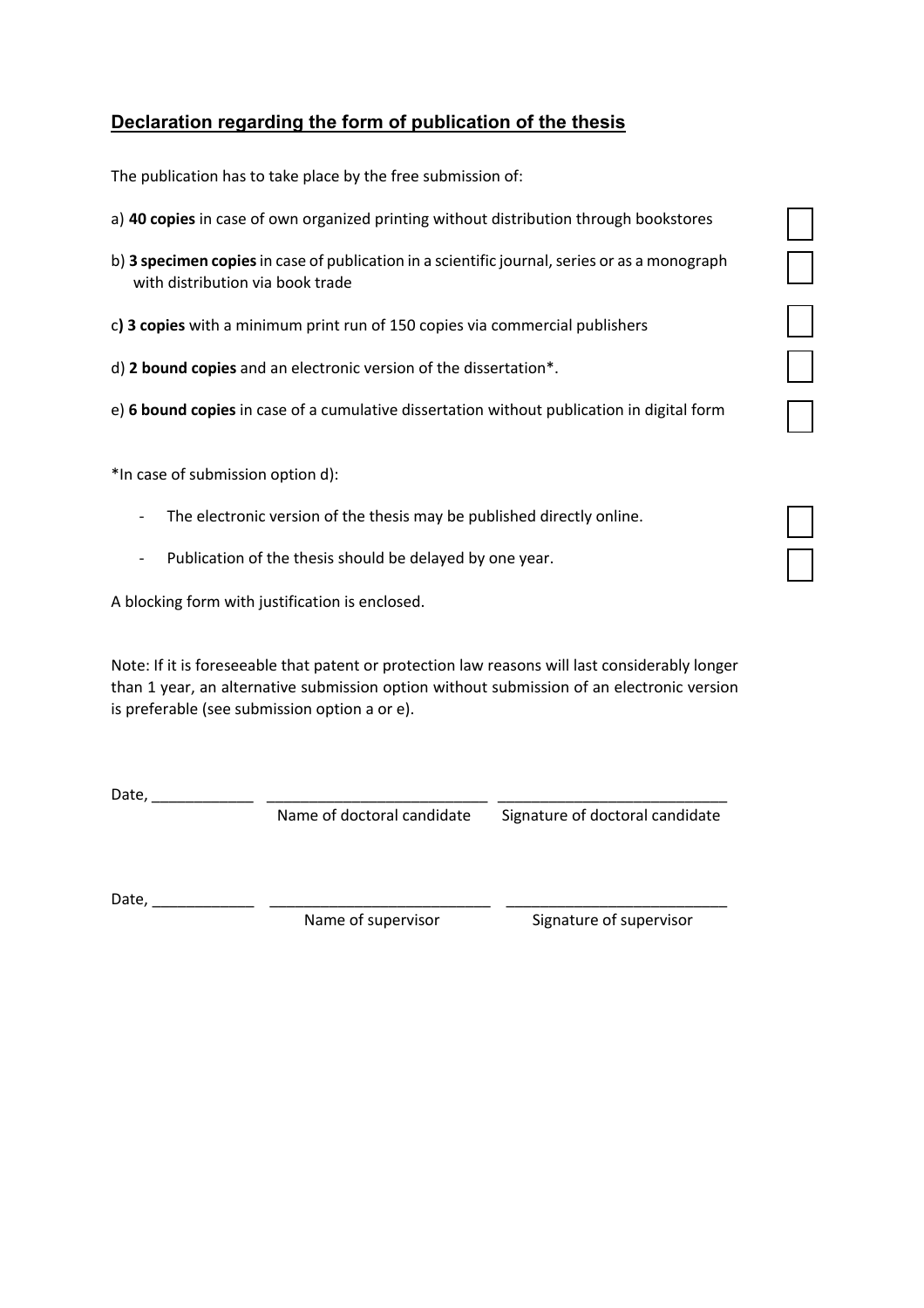## Declaration regarding the form of publication of the thesis

The publication has to take place by the free submission of:

a) **40 copies** in case of own organized printing without distribution through bookstores ☐

b) **3 specimen copies** in case of publication in a scientific journal, series or as a monograph with distribution via book trade ☐

c**) 3 copies** with a minimum print run of 150 copies via commercial publishers ☐

d) **2 bound copies** and an electronic version of the dissertation*. ☐

e) **6 bound copies** in case of a cumulative dissertation without publication in digital form ☐

*In case of submission option d):

- The electronic version of the thesis may be published directly online. ☐
- Publication of the thesis should be delayed by one year. ☐

A blocking form with justification is enclosed.

Note: If it is foreseeable that patent or protection law reasons will last considerably longer than 1 year, an alternative submission option without submission of an electronic version is preferable (see submission option a or e).

Date, ____________ __________________________ __________________________
Name of doctoral candidate Signature of doctoral candidate

Date, ____________ __________________________ __________________________
Name of supervisor Signature of supervisor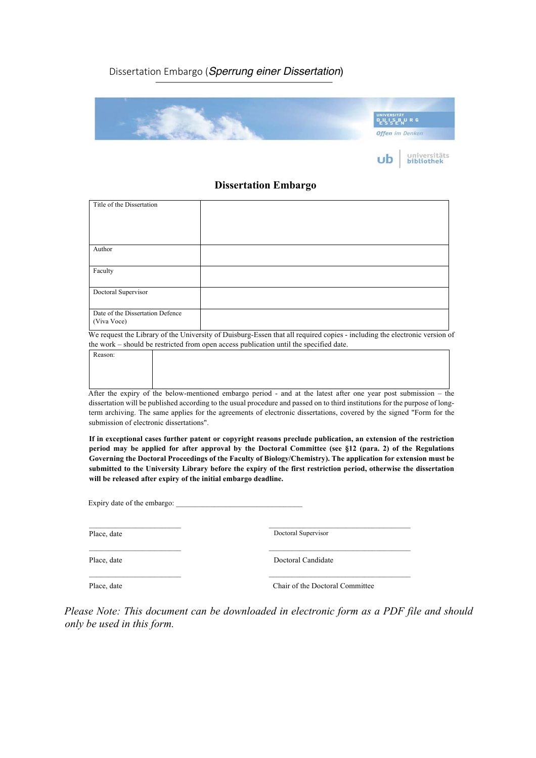Dissertation Embargo (*Sperrung einer Dissertation*)

UNIVERSITÄT DUISBURG ESSEN
*Offen im Denken*

ub | universitäts bibliothek

# Dissertation Embargo

| Title of the Dissertation | |
|---|---|
| Author | |
| Faculty | |
| Doctoral Supervisor | |
| Date of the Dissertation Defence (Viva Voce) | |

We request the Library of the University of Duisburg-Essen that all required copies - including the electronic version of the work – should be restricted from open access publication until the specified date.

| Reason: | |
|---|---|

After the expiry of the below-mentioned embargo period - and at the latest after one year post submission – the dissertation will be published according to the usual procedure and passed on to third institutions for the purpose of long-term archiving. The same applies for the agreements of electronic dissertations, covered by the signed "Form for the submission of electronic dissertations".

**If in exceptional cases further patent or copyright reasons preclude publication, an extension of the restriction period may be applied for after approval by the Doctoral Committee (see §12 (para. 2) of the Regulations Governing the Doctoral Proceedings of the Faculty of Biology/Chemistry). The application for extension must be submitted to the University Library before the expiry of the first restriction period, otherwise the dissertation will be released after expiry of the initial embargo deadline.**

Expiry date of the embargo: ________________________________

| | |
|---|---|
| ________________________ | ________________________________________ |
| Place, date | Doctoral Supervisor |
| ________________________ | ________________________________________ |
| Place, date | Doctoral Candidate |
| ________________________ | ________________________________________ |
| Place, date | Chair of the Doctoral Committee |

*Please Note: This document can be downloaded in electronic form as a PDF file and should only be used in this form.*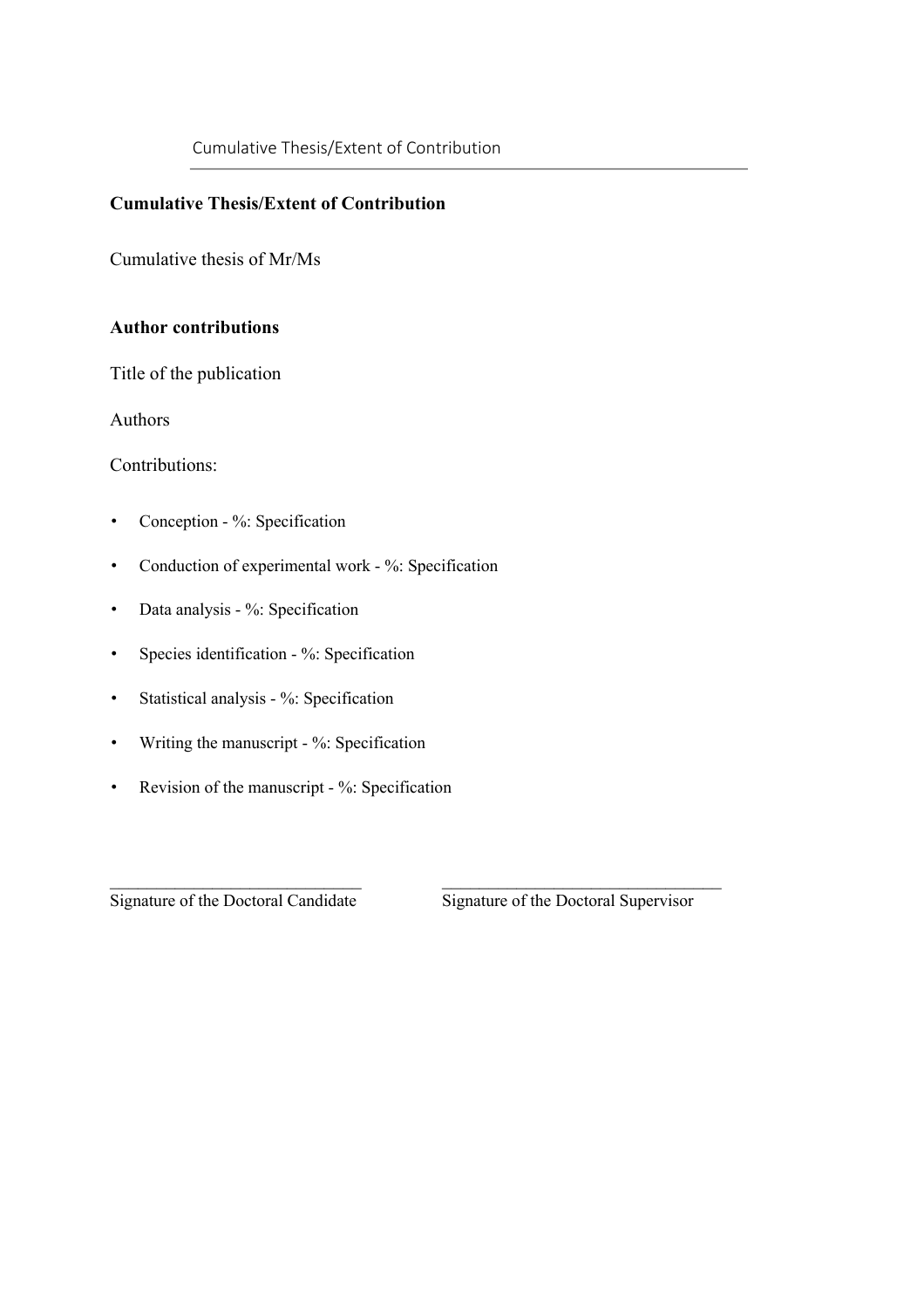## Cumulative Thesis/Extent of Contribution

Cumulative thesis of Mr/Ms

### Author contributions

Title of the publication

Authors

Contributions:

- Conception - %: Specification
- Conduction of experimental work - %: Specification
- Data analysis - %: Specification
- Species identification - %: Specification
- Statistical analysis - %: Specification
- Writing the manuscript - %: Specification
- Revision of the manuscript - %: Specification

______________________________ Signature of the Doctoral Candidate

_________________________________ Signature of the Doctoral Supervisor